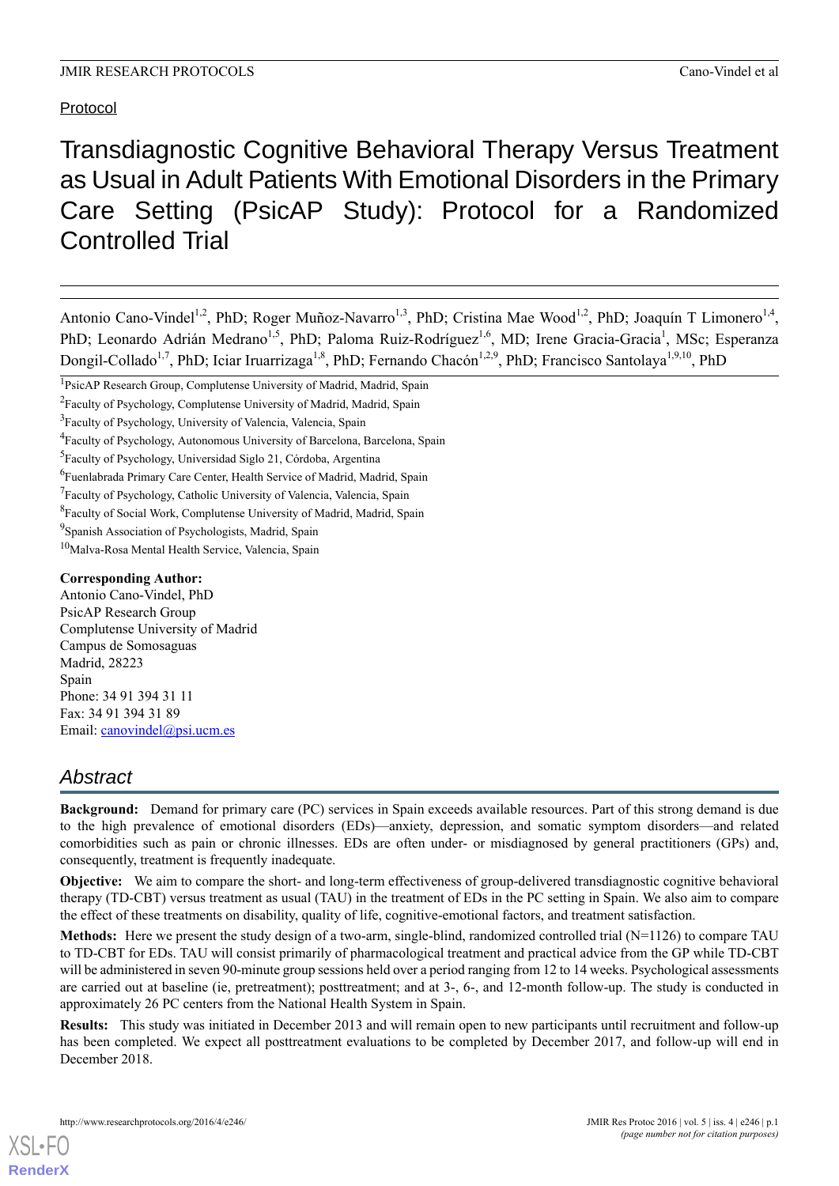Protocol

# Transdiagnostic Cognitive Behavioral Therapy Versus Treatment as Usual in Adult Patients With Emotional Disorders in the Primary Care Setting (PsicAP Study): Protocol for a Randomized Controlled Trial

Antonio Cano-Vindel[1,2], PhD; Roger Muñoz-Navarro[1,3], PhD; Cristina Mae Wood[1,2], PhD; Joaquín T Limonero[1,4], PhD; Leonardo Adrián Medrano[1,5], PhD; Paloma Ruiz-Rodríguez[1,6], MD; Irene Gracia-Gracia[1], MSc; Esperanza Dongil-Collado[1,7], PhD; Iciar Iruarrizaga[1,8], PhD; Fernando Chacón[1,2,9], PhD; Francisco Santolaya[1,9,10], PhD

[1]PsicAP Research Group, Complutense University of Madrid, Madrid, Spain
[2]Faculty of Psychology, Complutense University of Madrid, Madrid, Spain
[3]Faculty of Psychology, University of Valencia, Valencia, Spain
[4]Faculty of Psychology, Autonomous University of Barcelona, Barcelona, Spain
[5]Faculty of Psychology, Universidad Siglo 21, Córdoba, Argentina
[6]Fuenlabrada Primary Care Center, Health Service of Madrid, Madrid, Spain
[7]Faculty of Psychology, Catholic University of Valencia, Valencia, Spain
[8]Faculty of Social Work, Complutense University of Madrid, Madrid, Spain
[9]Spanish Association of Psychologists, Madrid, Spain
[10]Malva-Rosa Mental Health Service, Valencia, Spain

**Corresponding Author:**
Antonio Cano-Vindel, PhD
PsicAP Research Group
Complutense University of Madrid
Campus de Somosaguas
Madrid, 28223
Spain
Phone: 34 91 394 31 11
Fax: 34 91 394 31 89
Email: canovindel@psi.ucm.es

## Abstract

**Background:** Demand for primary care (PC) services in Spain exceeds available resources. Part of this strong demand is due to the high prevalence of emotional disorders (EDs)—anxiety, depression, and somatic symptom disorders—and related comorbidities such as pain or chronic illnesses. EDs are often under- or misdiagnosed by general practitioners (GPs) and, consequently, treatment is frequently inadequate.

**Objective:** We aim to compare the short- and long-term effectiveness of group-delivered transdiagnostic cognitive behavioral therapy (TD-CBT) versus treatment as usual (TAU) in the treatment of EDs in the PC setting in Spain. We also aim to compare the effect of these treatments on disability, quality of life, cognitive-emotional factors, and treatment satisfaction.

**Methods:** Here we present the study design of a two-arm, single-blind, randomized controlled trial (N=1126) to compare TAU to TD-CBT for EDs. TAU will consist primarily of pharmacological treatment and practical advice from the GP while TD-CBT will be administered in seven 90-minute group sessions held over a period ranging from 12 to 14 weeks. Psychological assessments are carried out at baseline (ie, pretreatment); posttreatment; and at 3-, 6-, and 12-month follow-up. The study is conducted in approximately 26 PC centers from the National Health System in Spain.

**Results:** This study was initiated in December 2013 and will remain open to new participants until recruitment and follow-up has been completed. We expect all posttreatment evaluations to be completed by December 2017, and follow-up will end in December 2018.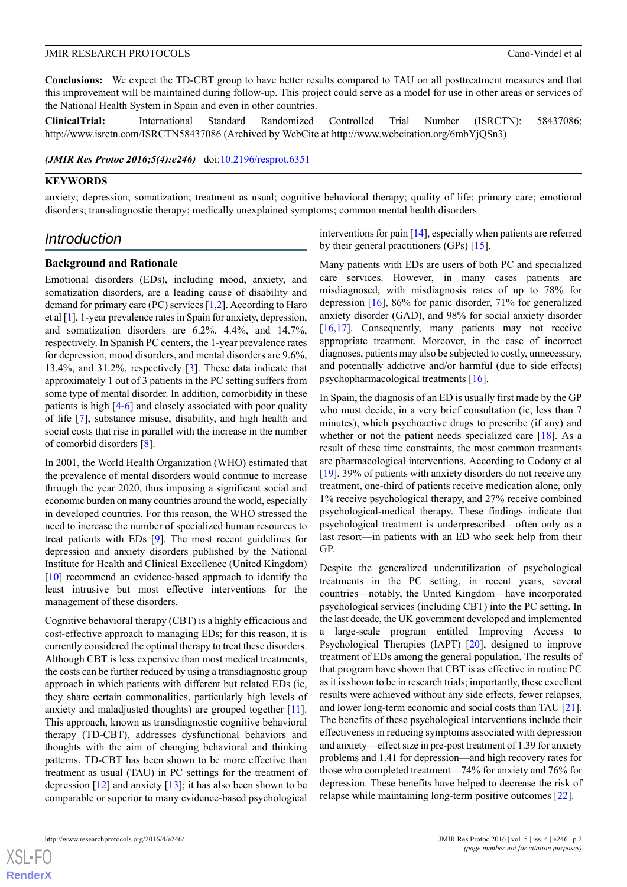**Conclusions:** We expect the TD-CBT group to have better results compared to TAU on all posttreatment measures and that this improvement will be maintained during follow-up. This project could serve as a model for use in other areas or services of the National Health System in Spain and even in other countries.

**ClinicalTrial:** International Standard Randomized Controlled Trial Number (ISRCTN): 58437086; http://www.isrctn.com/ISRCTN58437086 (Archived by WebCite at http://www.webcitation.org/6mbYjQSn3)

***(JMIR Res Protoc 2016;5(4):e246)*** doi:10.2196/resprot.6351

**KEYWORDS**

anxiety; depression; somatization; treatment as usual; cognitive behavioral therapy; quality of life; primary care; emotional disorders; transdiagnostic therapy; medically unexplained symptoms; common mental health disorders

## Introduction

### Background and Rationale

Emotional disorders (EDs), including mood, anxiety, and somatization disorders, are a leading cause of disability and demand for primary care (PC) services [1,2]. According to Haro et al [1], 1-year prevalence rates in Spain for anxiety, depression, and somatization disorders are 6.2%, 4.4%, and 14.7%, respectively. In Spanish PC centers, the 1-year prevalence rates for depression, mood disorders, and mental disorders are 9.6%, 13.4%, and 31.2%, respectively [3]. These data indicate that approximately 1 out of 3 patients in the PC setting suffers from some type of mental disorder. In addition, comorbidity in these patients is high [4-6] and closely associated with poor quality of life [7], substance misuse, disability, and high health and social costs that rise in parallel with the increase in the number of comorbid disorders [8].

In 2001, the World Health Organization (WHO) estimated that the prevalence of mental disorders would continue to increase through the year 2020, thus imposing a significant social and economic burden on many countries around the world, especially in developed countries. For this reason, the WHO stressed the need to increase the number of specialized human resources to treat patients with EDs [9]. The most recent guidelines for depression and anxiety disorders published by the National Institute for Health and Clinical Excellence (United Kingdom) [10] recommend an evidence-based approach to identify the least intrusive but most effective interventions for the management of these disorders.

Cognitive behavioral therapy (CBT) is a highly efficacious and cost-effective approach to managing EDs; for this reason, it is currently considered the optimal therapy to treat these disorders. Although CBT is less expensive than most medical treatments, the costs can be further reduced by using a transdiagnostic group approach in which patients with different but related EDs (ie, they share certain commonalities, particularly high levels of anxiety and maladjusted thoughts) are grouped together [11]. This approach, known as transdiagnostic cognitive behavioral therapy (TD-CBT), addresses dysfunctional behaviors and thoughts with the aim of changing behavioral and thinking patterns. TD-CBT has been shown to be more effective than treatment as usual (TAU) in PC settings for the treatment of depression [12] and anxiety [13]; it has also been shown to be comparable or superior to many evidence-based psychological interventions for pain [14], especially when patients are referred by their general practitioners (GPs) [15].

Many patients with EDs are users of both PC and specialized care services. However, in many cases patients are misdiagnosed, with misdiagnosis rates of up to 78% for depression [16], 86% for panic disorder, 71% for generalized anxiety disorder (GAD), and 98% for social anxiety disorder [16,17]. Consequently, many patients may not receive appropriate treatment. Moreover, in the case of incorrect diagnoses, patients may also be subjected to costly, unnecessary, and potentially addictive and/or harmful (due to side effects) psychopharmacological treatments [16].

In Spain, the diagnosis of an ED is usually first made by the GP who must decide, in a very brief consultation (ie, less than 7 minutes), which psychoactive drugs to prescribe (if any) and whether or not the patient needs specialized care [18]. As a result of these time constraints, the most common treatments are pharmacological interventions. According to Codony et al [19], 39% of patients with anxiety disorders do not receive any treatment, one-third of patients receive medication alone, only 1% receive psychological therapy, and 27% receive combined psychological-medical therapy. These findings indicate that psychological treatment is underprescribed—often only as a last resort—in patients with an ED who seek help from their GP.

Despite the generalized underutilization of psychological treatments in the PC setting, in recent years, several countries—notably, the United Kingdom—have incorporated psychological services (including CBT) into the PC setting. In the last decade, the UK government developed and implemented a large-scale program entitled Improving Access to Psychological Therapies (IAPT) [20], designed to improve treatment of EDs among the general population. The results of that program have shown that CBT is as effective in routine PC as it is shown to be in research trials; importantly, these excellent results were achieved without any side effects, fewer relapses, and lower long-term economic and social costs than TAU [21]. The benefits of these psychological interventions include their effectiveness in reducing symptoms associated with depression and anxiety—effect size in pre-post treatment of 1.39 for anxiety problems and 1.41 for depression—and high recovery rates for those who completed treatment—74% for anxiety and 76% for depression. These benefits have helped to decrease the risk of relapse while maintaining long-term positive outcomes [22].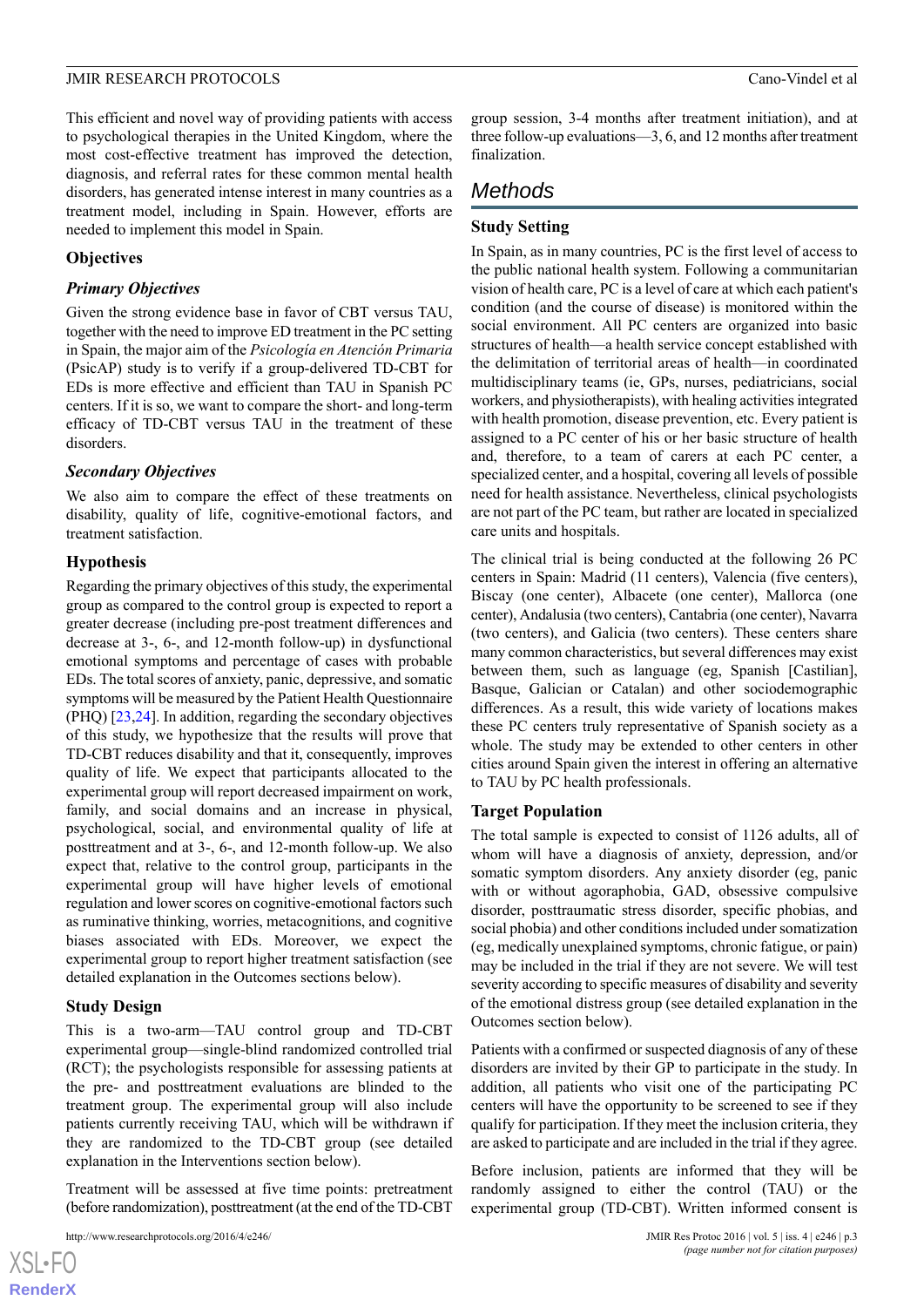This efficient and novel way of providing patients with access to psychological therapies in the United Kingdom, where the most cost-effective treatment has improved the detection, diagnosis, and referral rates for these common mental health disorders, has generated intense interest in many countries as a treatment model, including in Spain. However, efforts are needed to implement this model in Spain.

### Objectives

#### Primary Objectives

Given the strong evidence base in favor of CBT versus TAU, together with the need to improve ED treatment in the PC setting in Spain, the major aim of the *Psicología en Atención Primaria* (PsicAP) study is to verify if a group-delivered TD-CBT for EDs is more effective and efficient than TAU in Spanish PC centers. If it is so, we want to compare the short- and long-term efficacy of TD-CBT versus TAU in the treatment of these disorders.

#### Secondary Objectives

We also aim to compare the effect of these treatments on disability, quality of life, cognitive-emotional factors, and treatment satisfaction.

### Hypothesis

Regarding the primary objectives of this study, the experimental group as compared to the control group is expected to report a greater decrease (including pre-post treatment differences and decrease at 3-, 6-, and 12-month follow-up) in dysfunctional emotional symptoms and percentage of cases with probable EDs. The total scores of anxiety, panic, depressive, and somatic symptoms will be measured by the Patient Health Questionnaire (PHQ) [23,24]. In addition, regarding the secondary objectives of this study, we hypothesize that the results will prove that TD-CBT reduces disability and that it, consequently, improves quality of life. We expect that participants allocated to the experimental group will report decreased impairment on work, family, and social domains and an increase in physical, psychological, social, and environmental quality of life at posttreatment and at 3-, 6-, and 12-month follow-up. We also expect that, relative to the control group, participants in the experimental group will have higher levels of emotional regulation and lower scores on cognitive-emotional factors such as ruminative thinking, worries, metacognitions, and cognitive biases associated with EDs. Moreover, we expect the experimental group to report higher treatment satisfaction (see detailed explanation in the Outcomes sections below).

### Study Design

This is a two-arm—TAU control group and TD-CBT experimental group—single-blind randomized controlled trial (RCT); the psychologists responsible for assessing patients at the pre- and posttreatment evaluations are blinded to the treatment group. The experimental group will also include patients currently receiving TAU, which will be withdrawn if they are randomized to the TD-CBT group (see detailed explanation in the Interventions section below).

Treatment will be assessed at five time points: pretreatment (before randomization), posttreatment (at the end of the TD-CBT group session, 3-4 months after treatment initiation), and at three follow-up evaluations—3, 6, and 12 months after treatment finalization.

## Methods

### Study Setting

In Spain, as in many countries, PC is the first level of access to the public national health system. Following a communitarian vision of health care, PC is a level of care at which each patient's condition (and the course of disease) is monitored within the social environment. All PC centers are organized into basic structures of health—a health service concept established with the delimitation of territorial areas of health—in coordinated multidisciplinary teams (ie, GPs, nurses, pediatricians, social workers, and physiotherapists), with healing activities integrated with health promotion, disease prevention, etc. Every patient is assigned to a PC center of his or her basic structure of health and, therefore, to a team of carers at each PC center, a specialized center, and a hospital, covering all levels of possible need for health assistance. Nevertheless, clinical psychologists are not part of the PC team, but rather are located in specialized care units and hospitals.

The clinical trial is being conducted at the following 26 PC centers in Spain: Madrid (11 centers), Valencia (five centers), Biscay (one center), Albacete (one center), Mallorca (one center), Andalusia (two centers), Cantabria (one center), Navarra (two centers), and Galicia (two centers). These centers share many common characteristics, but several differences may exist between them, such as language (eg, Spanish [Castilian], Basque, Galician or Catalan) and other sociodemographic differences. As a result, this wide variety of locations makes these PC centers truly representative of Spanish society as a whole. The study may be extended to other centers in other cities around Spain given the interest in offering an alternative to TAU by PC health professionals.

### Target Population

The total sample is expected to consist of 1126 adults, all of whom will have a diagnosis of anxiety, depression, and/or somatic symptom disorders. Any anxiety disorder (eg, panic with or without agoraphobia, GAD, obsessive compulsive disorder, posttraumatic stress disorder, specific phobias, and social phobia) and other conditions included under somatization (eg, medically unexplained symptoms, chronic fatigue, or pain) may be included in the trial if they are not severe. We will test severity according to specific measures of disability and severity of the emotional distress group (see detailed explanation in the Outcomes section below).

Patients with a confirmed or suspected diagnosis of any of these disorders are invited by their GP to participate in the study. In addition, all patients who visit one of the participating PC centers will have the opportunity to be screened to see if they qualify for participation. If they meet the inclusion criteria, they are asked to participate and are included in the trial if they agree.

Before inclusion, patients are informed that they will be randomly assigned to either the control (TAU) or the experimental group (TD-CBT). Written informed consent is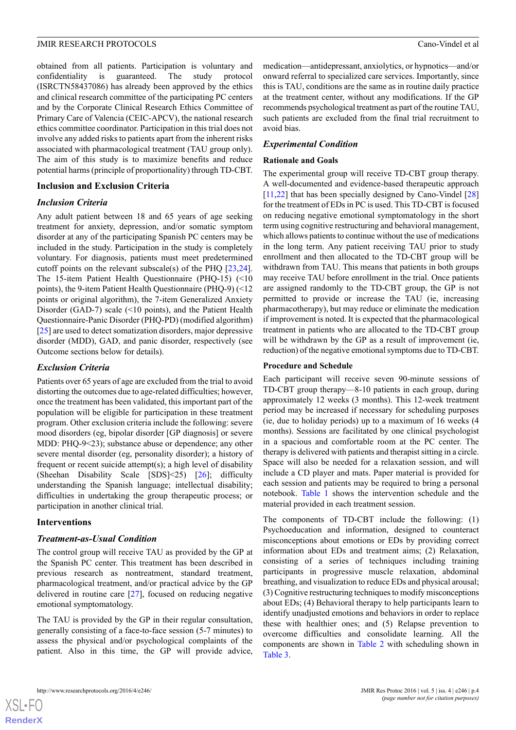obtained from all patients. Participation is voluntary and confidentiality is guaranteed. The study protocol (ISRCTN58437086) has already been approved by the ethics and clinical research committee of the participating PC centers and by the Corporate Clinical Research Ethics Committee of Primary Care of Valencia (CEIC-APCV), the national research ethics committee coordinator. Participation in this trial does not involve any added risks to patients apart from the inherent risks associated with pharmacological treatment (TAU group only). The aim of this study is to maximize benefits and reduce potential harms (principle of proportionality) through TD-CBT.

### Inclusion and Exclusion Criteria

#### *Inclusion Criteria*

Any adult patient between 18 and 65 years of age seeking treatment for anxiety, depression, and/or somatic symptom disorder at any of the participating Spanish PC centers may be included in the study. Participation in the study is completely voluntary. For diagnosis, patients must meet predetermined cutoff points on the relevant subscale(s) of the PHQ [23,24]. The 15-item Patient Health Questionnaire (PHQ-15) (<10 points), the 9-item Patient Health Questionnaire (PHQ-9) (<12 points or original algorithm), the 7-item Generalized Anxiety Disorder (GAD-7) scale (<10 points), and the Patient Health Questionnaire-Panic Disorder (PHQ-PD) (modified algorithm) [25] are used to detect somatization disorders, major depressive disorder (MDD), GAD, and panic disorder, respectively (see Outcome sections below for details).

#### *Exclusion Criteria*

Patients over 65 years of age are excluded from the trial to avoid distorting the outcomes due to age-related difficulties; however, once the treatment has been validated, this important part of the population will be eligible for participation in these treatment program. Other exclusion criteria include the following: severe mood disorders (eg, bipolar disorder [GP diagnosis] or severe MDD: PHQ-9<23); substance abuse or dependence; any other severe mental disorder (eg, personality disorder); a history of frequent or recent suicide attempt(s); a high level of disability (Sheehan Disability Scale [SDS]<25) [26]; difficulty understanding the Spanish language; intellectual disability; difficulties in undertaking the group therapeutic process; or participation in another clinical trial.

### Interventions

#### *Treatment-as-Usual Condition*

The control group will receive TAU as provided by the GP at the Spanish PC center. This treatment has been described in previous research as nontreatment, standard treatment, pharmacological treatment, and/or practical advice by the GP delivered in routine care [27], focused on reducing negative emotional symptomatology.

The TAU is provided by the GP in their regular consultation, generally consisting of a face-to-face session (5-7 minutes) to assess the physical and/or psychological complaints of the patient. Also in this time, the GP will provide advice, medication—antidepressant, anxiolytics, or hypnotics—and/or onward referral to specialized care services. Importantly, since this is TAU, conditions are the same as in routine daily practice at the treatment center, without any modifications. If the GP recommends psychological treatment as part of the routine TAU, such patients are excluded from the final trial recruitment to avoid bias.

#### *Experimental Condition*

##### Rationale and Goals

The experimental group will receive TD-CBT group therapy. A well-documented and evidence-based therapeutic approach [11,22] that has been specially designed by Cano-Vindel [28] for the treatment of EDs in PC is used. This TD-CBT is focused on reducing negative emotional symptomatology in the short term using cognitive restructuring and behavioral management, which allows patients to continue without the use of medications in the long term. Any patient receiving TAU prior to study enrollment and then allocated to the TD-CBT group will be withdrawn from TAU. This means that patients in both groups may receive TAU before enrollment in the trial. Once patients are assigned randomly to the TD-CBT group, the GP is not permitted to provide or increase the TAU (ie, increasing pharmacotherapy), but may reduce or eliminate the medication if improvement is noted. It is expected that the pharmacological treatment in patients who are allocated to the TD-CBT group will be withdrawn by the GP as a result of improvement (ie, reduction) of the negative emotional symptoms due to TD-CBT.

##### Procedure and Schedule

Each participant will receive seven 90-minute sessions of TD-CBT group therapy—8-10 patients in each group, during approximately 12 weeks (3 months). This 12-week treatment period may be increased if necessary for scheduling purposes (ie, due to holiday periods) up to a maximum of 16 weeks (4 months). Sessions are facilitated by one clinical psychologist in a spacious and comfortable room at the PC center. The therapy is delivered with patients and therapist sitting in a circle. Space will also be needed for a relaxation session, and will include a CD player and mats. Paper material is provided for each session and patients may be required to bring a personal notebook. Table 1 shows the intervention schedule and the material provided in each treatment session.

The components of TD-CBT include the following: (1) Psychoeducation and information, designed to counteract misconceptions about emotions or EDs by providing correct information about EDs and treatment aims; (2) Relaxation, consisting of a series of techniques including training participants in progressive muscle relaxation, abdominal breathing, and visualization to reduce EDs and physical arousal; (3) Cognitive restructuring techniques to modify misconceptions about EDs; (4) Behavioral therapy to help participants learn to identify unadjusted emotions and behaviors in order to replace these with healthier ones; and (5) Relapse prevention to overcome difficulties and consolidate learning. All the components are shown in Table 2 with scheduling shown in Table 3.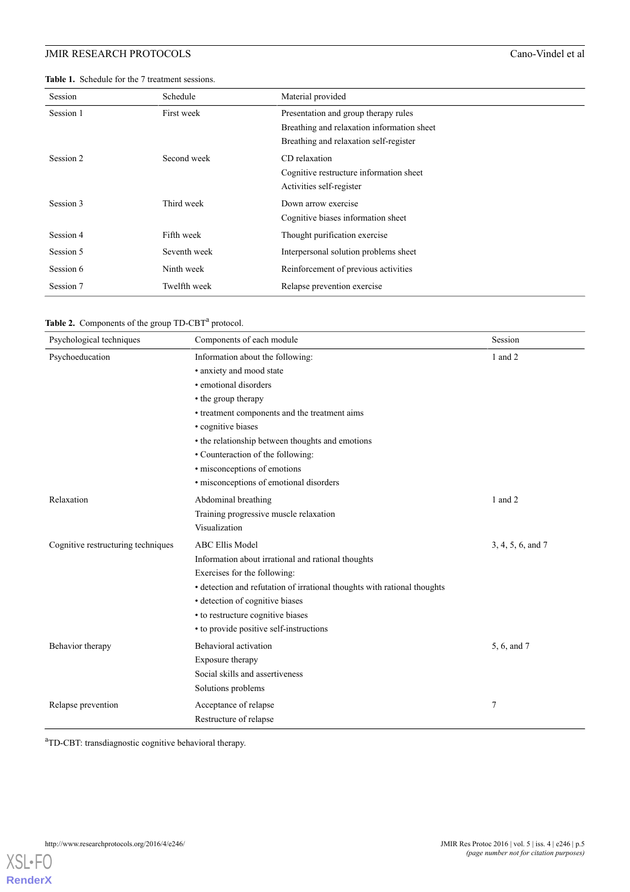**Table 1.** Schedule for the 7 treatment sessions.

| Session | Schedule | Material provided |
|---|---|---|
| Session 1 | First week | Presentation and group therapy rules<br>Breathing and relaxation information sheet<br>Breathing and relaxation self-register |
| Session 2 | Second week | CD relaxation<br>Cognitive restructure information sheet<br>Activities self-register |
| Session 3 | Third week | Down arrow exercise<br>Cognitive biases information sheet |
| Session 4 | Fifth week | Thought purification exercise |
| Session 5 | Seventh week | Interpersonal solution problems sheet |
| Session 6 | Ninth week | Reinforcement of previous activities |
| Session 7 | Twelfth week | Relapse prevention exercise |

**Table 2.** Components of the group TD-CBT[a] protocol.

| Psychological techniques | Components of each module | Session |
|---|---|---|
| Psychoeducation | Information about the following:<br>• anxiety and mood state<br>• emotional disorders<br>• the group therapy<br>• treatment components and the treatment aims<br>• cognitive biases<br>• the relationship between thoughts and emotions<br>• Counteraction of the following:<br>• misconceptions of emotions<br>• misconceptions of emotional disorders | 1 and 2 |
| Relaxation | Abdominal breathing<br>Training progressive muscle relaxation<br>Visualization | 1 and 2 |
| Cognitive restructuring techniques | ABC Ellis Model<br>Information about irrational and rational thoughts<br>Exercises for the following:<br>• detection and refutation of irrational thoughts with rational thoughts<br>• detection of cognitive biases<br>• to restructure cognitive biases<br>• to provide positive self-instructions | 3, 4, 5, 6, and 7 |
| Behavior therapy | Behavioral activation<br>Exposure therapy<br>Social skills and assertiveness<br>Solutions problems | 5, 6, and 7 |
| Relapse prevention | Acceptance of relapse<br>Restructure of relapse | 7 |

[a]TD-CBT: transdiagnostic cognitive behavioral therapy.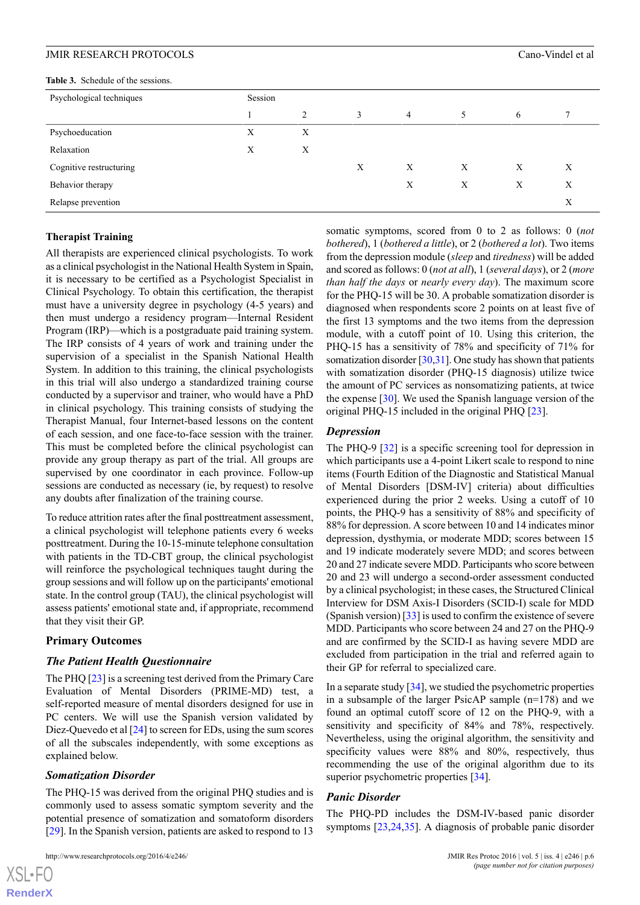**Table 3.** Schedule of the sessions.

| Psychological techniques | Session | | | | | | |
|---|---|---|---|---|---|---|---|
| | 1 | 2 | 3 | 4 | 5 | 6 | 7 |
| Psychoeducation | X | X | | | | | |
| Relaxation | X | X | | | | | |
| Cognitive restructuring | | | X | X | X | X | X |
| Behavior therapy | | | | X | X | X | X |
| Relapse prevention | | | | | | | X |

### Therapist Training

All therapists are experienced clinical psychologists. To work as a clinical psychologist in the National Health System in Spain, it is necessary to be certified as a Psychologist Specialist in Clinical Psychology. To obtain this certification, the therapist must have a university degree in psychology (4-5 years) and then must undergo a residency program—Internal Resident Program (IRP)—which is a postgraduate paid training system. The IRP consists of 4 years of work and training under the supervision of a specialist in the Spanish National Health System. In addition to this training, the clinical psychologists in this trial will also undergo a standardized training course conducted by a supervisor and trainer, who would have a PhD in clinical psychology. This training consists of studying the Therapist Manual, four Internet-based lessons on the content of each session, and one face-to-face session with the trainer. This must be completed before the clinical psychologist can provide any group therapy as part of the trial. All groups are supervised by one coordinator in each province. Follow-up sessions are conducted as necessary (ie, by request) to resolve any doubts after finalization of the training course.

To reduce attrition rates after the final posttreatment assessment, a clinical psychologist will telephone patients every 6 weeks posttreatment. During the 10-15-minute telephone consultation with patients in the TD-CBT group, the clinical psychologist will reinforce the psychological techniques taught during the group sessions and will follow up on the participants' emotional state. In the control group (TAU), the clinical psychologist will assess patients' emotional state and, if appropriate, recommend that they visit their GP.

### Primary Outcomes

#### *The Patient Health Questionnaire*

The PHQ [23] is a screening test derived from the Primary Care Evaluation of Mental Disorders (PRIME-MD) test, a self-reported measure of mental disorders designed for use in PC centers. We will use the Spanish version validated by Diez-Quevedo et al [24] to screen for EDs, using the sum scores of all the subscales independently, with some exceptions as explained below.

#### *Somatization Disorder*

The PHQ-15 was derived from the original PHQ studies and is commonly used to assess somatic symptom severity and the potential presence of somatization and somatoform disorders [29]. In the Spanish version, patients are asked to respond to 13 somatic symptoms, scored from 0 to 2 as follows: 0 (*not bothered*), 1 (*bothered a little*), or 2 (*bothered a lot*). Two items from the depression module (*sleep* and *tiredness*) will be added and scored as follows: 0 (*not at all*), 1 (*several days*), or 2 (*more than half the days* or *nearly every day*). The maximum score for the PHQ-15 will be 30. A probable somatization disorder is diagnosed when respondents score 2 points on at least five of the first 13 symptoms and the two items from the depression module, with a cutoff point of 10. Using this criterion, the PHQ-15 has a sensitivity of 78% and specificity of 71% for somatization disorder [30,31]. One study has shown that patients with somatization disorder (PHQ-15 diagnosis) utilize twice the amount of PC services as nonsomatizing patients, at twice the expense [30]. We used the Spanish language version of the original PHQ-15 included in the original PHQ [23].

#### *Depression*

The PHQ-9 [32] is a specific screening tool for depression in which participants use a 4-point Likert scale to respond to nine items (Fourth Edition of the Diagnostic and Statistical Manual of Mental Disorders [DSM-IV] criteria) about difficulties experienced during the prior 2 weeks. Using a cutoff of 10 points, the PHQ-9 has a sensitivity of 88% and specificity of 88% for depression. A score between 10 and 14 indicates minor depression, dysthymia, or moderate MDD; scores between 15 and 19 indicate moderately severe MDD; and scores between 20 and 27 indicate severe MDD. Participants who score between 20 and 23 will undergo a second-order assessment conducted by a clinical psychologist; in these cases, the Structured Clinical Interview for DSM Axis-I Disorders (SCID-I) scale for MDD (Spanish version) [33] is used to confirm the existence of severe MDD. Participants who score between 24 and 27 on the PHQ-9 and are confirmed by the SCID-I as having severe MDD are excluded from participation in the trial and referred again to their GP for referral to specialized care.

In a separate study [34], we studied the psychometric properties in a subsample of the larger PsicAP sample (n=178) and we found an optimal cutoff score of 12 on the PHQ-9, with a sensitivity and specificity of 84% and 78%, respectively. Nevertheless, using the original algorithm, the sensitivity and specificity values were 88% and 80%, respectively, thus recommending the use of the original algorithm due to its superior psychometric properties [34].

#### *Panic Disorder*

The PHQ-PD includes the DSM-IV-based panic disorder symptoms [23,24,35]. A diagnosis of probable panic disorder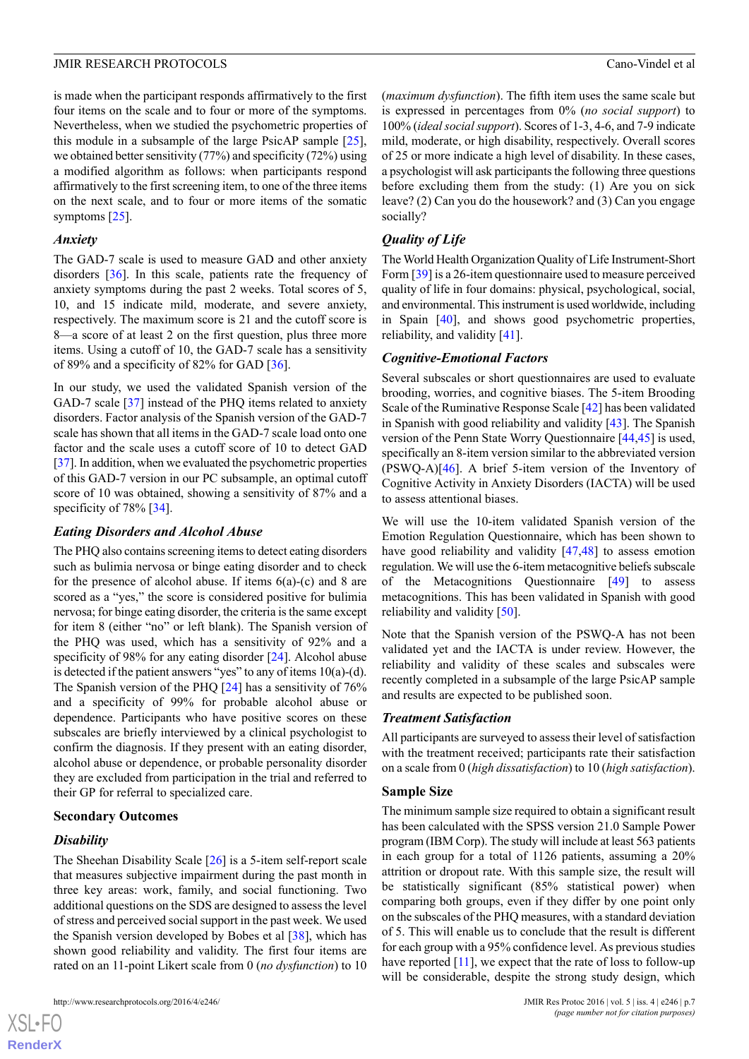is made when the participant responds affirmatively to the first four items on the scale and to four or more of the symptoms. Nevertheless, when we studied the psychometric properties of this module in a subsample of the large PsicAP sample [25], we obtained better sensitivity (77%) and specificity (72%) using a modified algorithm as follows: when participants respond affirmatively to the first screening item, to one of the three items on the next scale, and to four or more items of the somatic symptoms [25].

### *Anxiety*

The GAD-7 scale is used to measure GAD and other anxiety disorders [36]. In this scale, patients rate the frequency of anxiety symptoms during the past 2 weeks. Total scores of 5, 10, and 15 indicate mild, moderate, and severe anxiety, respectively. The maximum score is 21 and the cutoff score is 8—a score of at least 2 on the first question, plus three more items. Using a cutoff of 10, the GAD-7 scale has a sensitivity of 89% and a specificity of 82% for GAD [36].

In our study, we used the validated Spanish version of the GAD-7 scale [37] instead of the PHQ items related to anxiety disorders. Factor analysis of the Spanish version of the GAD-7 scale has shown that all items in the GAD-7 scale load onto one factor and the scale uses a cutoff score of 10 to detect GAD [37]. In addition, when we evaluated the psychometric properties of this GAD-7 version in our PC subsample, an optimal cutoff score of 10 was obtained, showing a sensitivity of 87% and a specificity of 78% [34].

### *Eating Disorders and Alcohol Abuse*

The PHQ also contains screening items to detect eating disorders such as bulimia nervosa or binge eating disorder and to check for the presence of alcohol abuse. If items 6(a)-(c) and 8 are scored as a "yes," the score is considered positive for bulimia nervosa; for binge eating disorder, the criteria is the same except for item 8 (either "no" or left blank). The Spanish version of the PHQ was used, which has a sensitivity of 92% and a specificity of 98% for any eating disorder [24]. Alcohol abuse is detected if the patient answers "yes" to any of items 10(a)-(d). The Spanish version of the PHQ [24] has a sensitivity of 76% and a specificity of 99% for probable alcohol abuse or dependence. Participants who have positive scores on these subscales are briefly interviewed by a clinical psychologist to confirm the diagnosis. If they present with an eating disorder, alcohol abuse or dependence, or probable personality disorder they are excluded from participation in the trial and referred to their GP for referral to specialized care.

## Secondary Outcomes

### *Disability*

The Sheehan Disability Scale [26] is a 5-item self-report scale that measures subjective impairment during the past month in three key areas: work, family, and social functioning. Two additional questions on the SDS are designed to assess the level of stress and perceived social support in the past week. We used the Spanish version developed by Bobes et al [38], which has shown good reliability and validity. The first four items are rated on an 11-point Likert scale from 0 (*no dysfunction*) to 10 (*maximum dysfunction*). The fifth item uses the same scale but is expressed in percentages from 0% (*no social support*) to 100% (*ideal social support*). Scores of 1-3, 4-6, and 7-9 indicate mild, moderate, or high disability, respectively. Overall scores of 25 or more indicate a high level of disability. In these cases, a psychologist will ask participants the following three questions before excluding them from the study: (1) Are you on sick leave? (2) Can you do the housework? and (3) Can you engage socially?

### *Quality of Life*

The World Health Organization Quality of Life Instrument-Short Form [39] is a 26-item questionnaire used to measure perceived quality of life in four domains: physical, psychological, social, and environmental. This instrument is used worldwide, including in Spain [40], and shows good psychometric properties, reliability, and validity [41].

### *Cognitive-Emotional Factors*

Several subscales or short questionnaires are used to evaluate brooding, worries, and cognitive biases. The 5-item Brooding Scale of the Ruminative Response Scale [42] has been validated in Spanish with good reliability and validity [43]. The Spanish version of the Penn State Worry Questionnaire [44,45] is used, specifically an 8-item version similar to the abbreviated version (PSWQ-A)[46]. A brief 5-item version of the Inventory of Cognitive Activity in Anxiety Disorders (IACTA) will be used to assess attentional biases.

We will use the 10-item validated Spanish version of the Emotion Regulation Questionnaire, which has been shown to have good reliability and validity [47,48] to assess emotion regulation. We will use the 6-item metacognitive beliefs subscale of the Metacognitions Questionnaire [49] to assess metacognitions. This has been validated in Spanish with good reliability and validity [50].

Note that the Spanish version of the PSWQ-A has not been validated yet and the IACTA is under review. However, the reliability and validity of these scales and subscales were recently completed in a subsample of the large PsicAP sample and results are expected to be published soon.

### *Treatment Satisfaction*

All participants are surveyed to assess their level of satisfaction with the treatment received; participants rate their satisfaction on a scale from 0 (*high dissatisfaction*) to 10 (*high satisfaction*).

## Sample Size

The minimum sample size required to obtain a significant result has been calculated with the SPSS version 21.0 Sample Power program (IBM Corp). The study will include at least 563 patients in each group for a total of 1126 patients, assuming a 20% attrition or dropout rate. With this sample size, the result will be statistically significant (85% statistical power) when comparing both groups, even if they differ by one point only on the subscales of the PHQ measures, with a standard deviation of 5. This will enable us to conclude that the result is different for each group with a 95% confidence level. As previous studies have reported [11], we expect that the rate of loss to follow-up will be considerable, despite the strong study design, which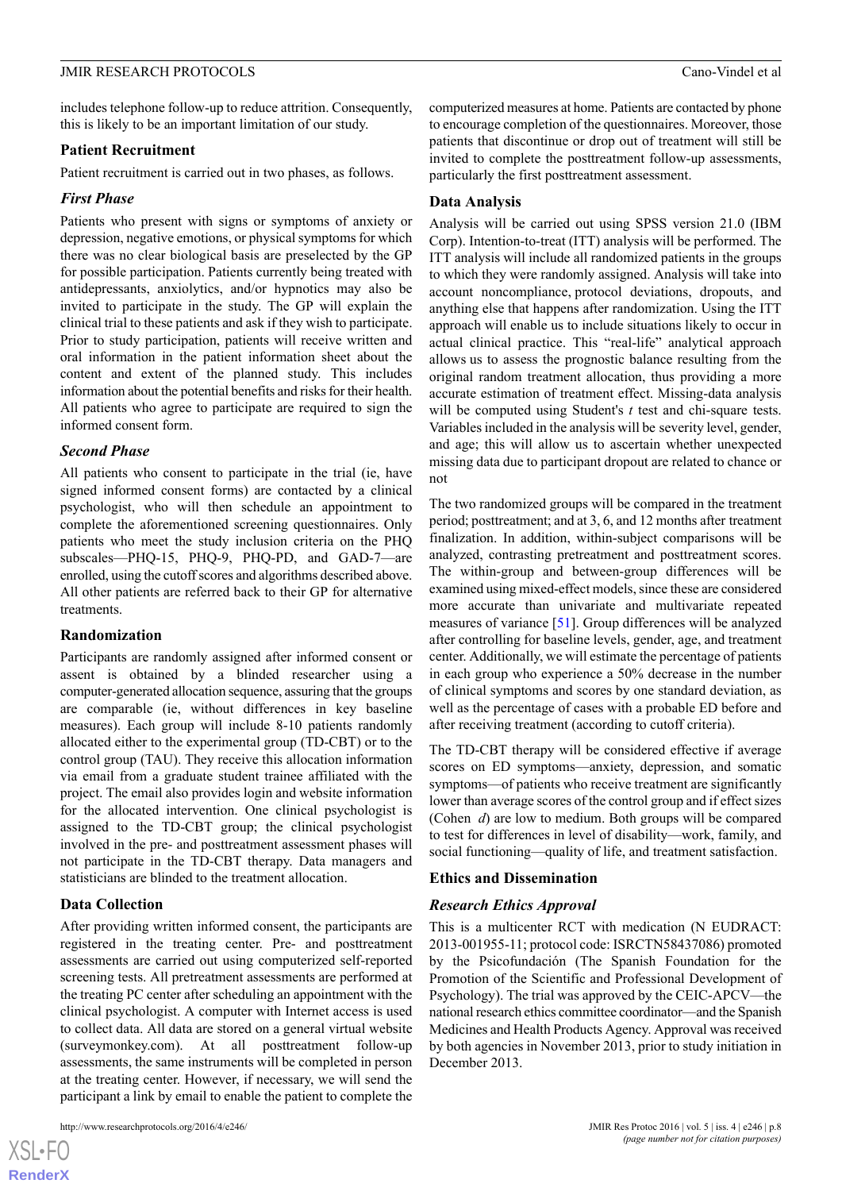includes telephone follow-up to reduce attrition. Consequently, this is likely to be an important limitation of our study.

## Patient Recruitment

Patient recruitment is carried out in two phases, as follows.

### *First Phase*

Patients who present with signs or symptoms of anxiety or depression, negative emotions, or physical symptoms for which there was no clear biological basis are preselected by the GP for possible participation. Patients currently being treated with antidepressants, anxiolytics, and/or hypnotics may also be invited to participate in the study. The GP will explain the clinical trial to these patients and ask if they wish to participate. Prior to study participation, patients will receive written and oral information in the patient information sheet about the content and extent of the planned study. This includes information about the potential benefits and risks for their health. All patients who agree to participate are required to sign the informed consent form.

### *Second Phase*

All patients who consent to participate in the trial (ie, have signed informed consent forms) are contacted by a clinical psychologist, who will then schedule an appointment to complete the aforementioned screening questionnaires. Only patients who meet the study inclusion criteria on the PHQ subscales—PHQ-15, PHQ-9, PHQ-PD, and GAD-7—are enrolled, using the cutoff scores and algorithms described above. All other patients are referred back to their GP for alternative treatments.

## Randomization

Participants are randomly assigned after informed consent or assent is obtained by a blinded researcher using a computer-generated allocation sequence, assuring that the groups are comparable (ie, without differences in key baseline measures). Each group will include 8-10 patients randomly allocated either to the experimental group (TD-CBT) or to the control group (TAU). They receive this allocation information via email from a graduate student trainee affiliated with the project. The email also provides login and website information for the allocated intervention. One clinical psychologist is assigned to the TD-CBT group; the clinical psychologist involved in the pre- and posttreatment assessment phases will not participate in the TD-CBT therapy. Data managers and statisticians are blinded to the treatment allocation.

## Data Collection

After providing written informed consent, the participants are registered in the treating center. Pre- and posttreatment assessments are carried out using computerized self-reported screening tests. All pretreatment assessments are performed at the treating PC center after scheduling an appointment with the clinical psychologist. A computer with Internet access is used to collect data. All data are stored on a general virtual website (surveymonkey.com). At all posttreatment follow-up assessments, the same instruments will be completed in person at the treating center. However, if necessary, we will send the participant a link by email to enable the patient to complete the computerized measures at home. Patients are contacted by phone to encourage completion of the questionnaires. Moreover, those patients that discontinue or drop out of treatment will still be invited to complete the posttreatment follow-up assessments, particularly the first posttreatment assessment.

## Data Analysis

Analysis will be carried out using SPSS version 21.0 (IBM Corp). Intention-to-treat (ITT) analysis will be performed. The ITT analysis will include all randomized patients in the groups to which they were randomly assigned. Analysis will take into account noncompliance, protocol deviations, dropouts, and anything else that happens after randomization. Using the ITT approach will enable us to include situations likely to occur in actual clinical practice. This "real-life" analytical approach allows us to assess the prognostic balance resulting from the original random treatment allocation, thus providing a more accurate estimation of treatment effect. Missing-data analysis will be computed using Student's *t* test and chi-square tests. Variables included in the analysis will be severity level, gender, and age; this will allow us to ascertain whether unexpected missing data due to participant dropout are related to chance or not

The two randomized groups will be compared in the treatment period; posttreatment; and at 3, 6, and 12 months after treatment finalization. In addition, within-subject comparisons will be analyzed, contrasting pretreatment and posttreatment scores. The within-group and between-group differences will be examined using mixed-effect models, since these are considered more accurate than univariate and multivariate repeated measures of variance [51]. Group differences will be analyzed after controlling for baseline levels, gender, age, and treatment center. Additionally, we will estimate the percentage of patients in each group who experience a 50% decrease in the number of clinical symptoms and scores by one standard deviation, as well as the percentage of cases with a probable ED before and after receiving treatment (according to cutoff criteria).

The TD-CBT therapy will be considered effective if average scores on ED symptoms—anxiety, depression, and somatic symptoms—of patients who receive treatment are significantly lower than average scores of the control group and if effect sizes (Cohen *d*) are low to medium. Both groups will be compared to test for differences in level of disability—work, family, and social functioning—quality of life, and treatment satisfaction.

## Ethics and Dissemination

### *Research Ethics Approval*

This is a multicenter RCT with medication (N EUDRACT: 2013-001955-11; protocol code: ISRCTN58437086) promoted by the Psicofundación (The Spanish Foundation for the Promotion of the Scientific and Professional Development of Psychology). The trial was approved by the CEIC-APCV—the national research ethics committee coordinator—and the Spanish Medicines and Health Products Agency. Approval was received by both agencies in November 2013, prior to study initiation in December 2013.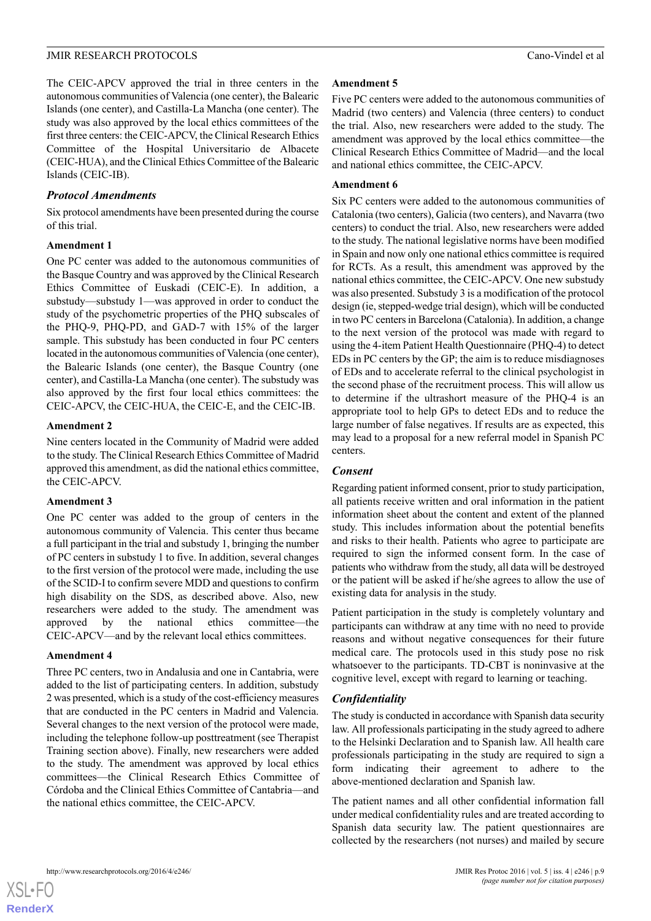The CEIC-APCV approved the trial in three centers in the autonomous communities of Valencia (one center), the Balearic Islands (one center), and Castilla-La Mancha (one center). The study was also approved by the local ethics committees of the first three centers: the CEIC-APCV, the Clinical Research Ethics Committee of the Hospital Universitario de Albacete (CEIC-HUA), and the Clinical Ethics Committee of the Balearic Islands (CEIC-IB).

### *Protocol Amendments*

Six protocol amendments have been presented during the course of this trial.

#### Amendment 1

One PC center was added to the autonomous communities of the Basque Country and was approved by the Clinical Research Ethics Committee of Euskadi (CEIC-E). In addition, a substudy—substudy 1—was approved in order to conduct the study of the psychometric properties of the PHQ subscales of the PHQ-9, PHQ-PD, and GAD-7 with 15% of the larger sample. This substudy has been conducted in four PC centers located in the autonomous communities of Valencia (one center), the Balearic Islands (one center), the Basque Country (one center), and Castilla-La Mancha (one center). The substudy was also approved by the first four local ethics committees: the CEIC-APCV, the CEIC-HUA, the CEIC-E, and the CEIC-IB.

#### Amendment 2

Nine centers located in the Community of Madrid were added to the study. The Clinical Research Ethics Committee of Madrid approved this amendment, as did the national ethics committee, the CEIC-APCV.

#### Amendment 3

One PC center was added to the group of centers in the autonomous community of Valencia. This center thus became a full participant in the trial and substudy 1, bringing the number of PC centers in substudy 1 to five. In addition, several changes to the first version of the protocol were made, including the use of the SCID-I to confirm severe MDD and questions to confirm high disability on the SDS, as described above. Also, new researchers were added to the study. The amendment was approved by the national ethics committee—the CEIC-APCV—and by the relevant local ethics committees.

#### Amendment 4

Three PC centers, two in Andalusia and one in Cantabria, were added to the list of participating centers. In addition, substudy 2 was presented, which is a study of the cost-efficiency measures that are conducted in the PC centers in Madrid and Valencia. Several changes to the next version of the protocol were made, including the telephone follow-up posttreatment (see Therapist Training section above). Finally, new researchers were added to the study. The amendment was approved by local ethics committees—the Clinical Research Ethics Committee of Córdoba and the Clinical Ethics Committee of Cantabria—and the national ethics committee, the CEIC-APCV.

#### Amendment 5

Five PC centers were added to the autonomous communities of Madrid (two centers) and Valencia (three centers) to conduct the trial. Also, new researchers were added to the study. The amendment was approved by the local ethics committee—the Clinical Research Ethics Committee of Madrid—and the local and national ethics committee, the CEIC-APCV.

#### Amendment 6

Six PC centers were added to the autonomous communities of Catalonia (two centers), Galicia (two centers), and Navarra (two centers) to conduct the trial. Also, new researchers were added to the study. The national legislative norms have been modified in Spain and now only one national ethics committee is required for RCTs. As a result, this amendment was approved by the national ethics committee, the CEIC-APCV. One new substudy was also presented. Substudy 3 is a modification of the protocol design (ie, stepped-wedge trial design), which will be conducted in two PC centers in Barcelona (Catalonia). In addition, a change to the next version of the protocol was made with regard to using the 4-item Patient Health Questionnaire (PHQ-4) to detect EDs in PC centers by the GP; the aim is to reduce misdiagnoses of EDs and to accelerate referral to the clinical psychologist in the second phase of the recruitment process. This will allow us to determine if the ultrashort measure of the PHQ-4 is an appropriate tool to help GPs to detect EDs and to reduce the large number of false negatives. If results are as expected, this may lead to a proposal for a new referral model in Spanish PC centers.

### *Consent*

Regarding patient informed consent, prior to study participation, all patients receive written and oral information in the patient information sheet about the content and extent of the planned study. This includes information about the potential benefits and risks to their health. Patients who agree to participate are required to sign the informed consent form. In the case of patients who withdraw from the study, all data will be destroyed or the patient will be asked if he/she agrees to allow the use of existing data for analysis in the study.

Patient participation in the study is completely voluntary and participants can withdraw at any time with no need to provide reasons and without negative consequences for their future medical care. The protocols used in this study pose no risk whatsoever to the participants. TD-CBT is noninvasive at the cognitive level, except with regard to learning or teaching.

### *Confidentiality*

The study is conducted in accordance with Spanish data security law. All professionals participating in the study agreed to adhere to the Helsinki Declaration and to Spanish law. All health care professionals participating in the study are required to sign a form indicating their agreement to adhere to the above-mentioned declaration and Spanish law.

The patient names and all other confidential information fall under medical confidentiality rules and are treated according to Spanish data security law. The patient questionnaires are collected by the researchers (not nurses) and mailed by secure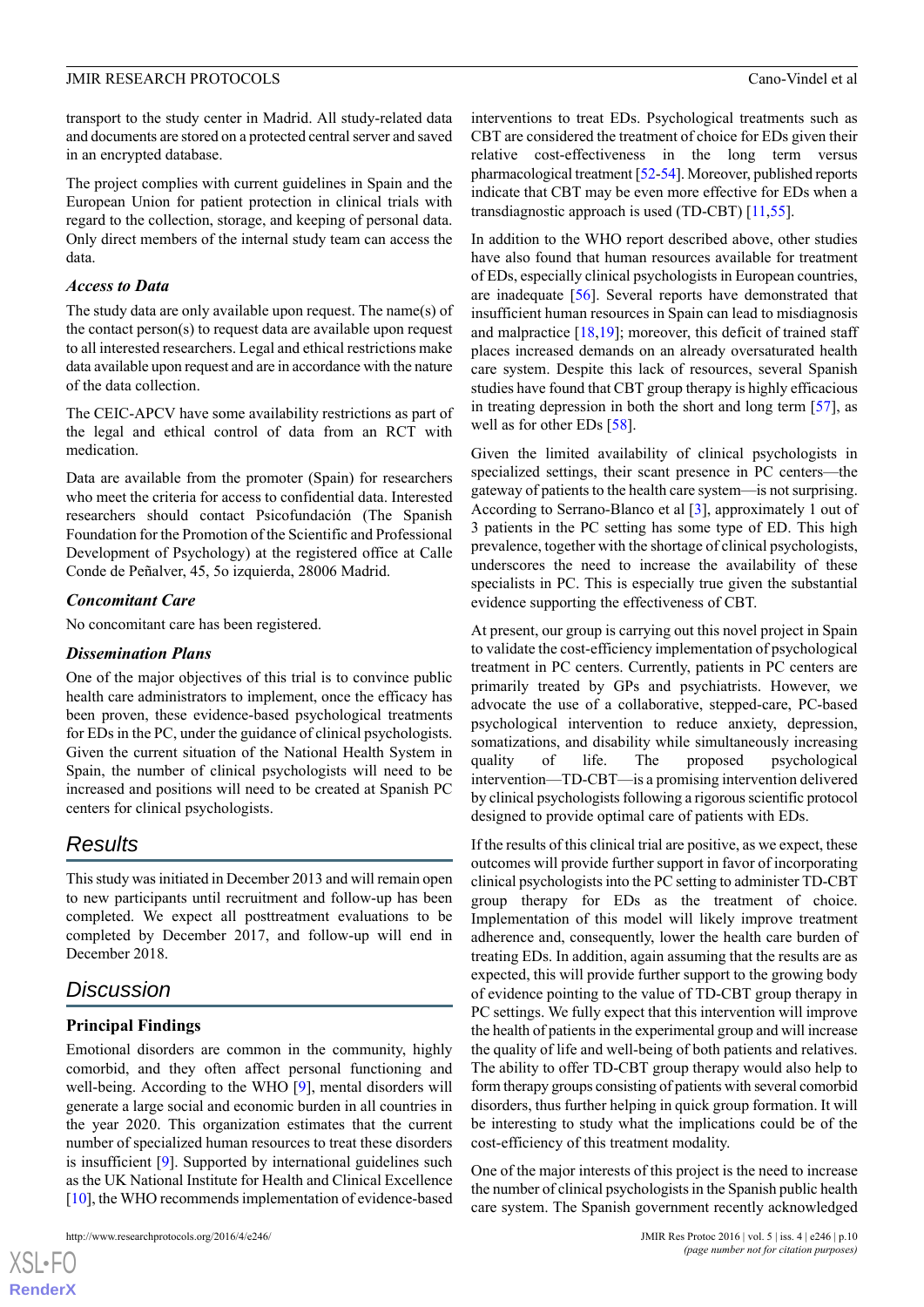transport to the study center in Madrid. All study-related data and documents are stored on a protected central server and saved in an encrypted database.

The project complies with current guidelines in Spain and the European Union for patient protection in clinical trials with regard to the collection, storage, and keeping of personal data. Only direct members of the internal study team can access the data.

### Access to Data

The study data are only available upon request. The name(s) of the contact person(s) to request data are available upon request to all interested researchers. Legal and ethical restrictions make data available upon request and are in accordance with the nature of the data collection.

The CEIC-APCV have some availability restrictions as part of the legal and ethical control of data from an RCT with medication.

Data are available from the promoter (Spain) for researchers who meet the criteria for access to confidential data. Interested researchers should contact Psicofundación (The Spanish Foundation for the Promotion of the Scientific and Professional Development of Psychology) at the registered office at Calle Conde de Peñalver, 45, 5o izquierda, 28006 Madrid.

### Concomitant Care

No concomitant care has been registered.

### Dissemination Plans

One of the major objectives of this trial is to convince public health care administrators to implement, once the efficacy has been proven, these evidence-based psychological treatments for EDs in the PC, under the guidance of clinical psychologists. Given the current situation of the National Health System in Spain, the number of clinical psychologists will need to be increased and positions will need to be created at Spanish PC centers for clinical psychologists.

## Results

This study was initiated in December 2013 and will remain open to new participants until recruitment and follow-up has been completed. We expect all posttreatment evaluations to be completed by December 2017, and follow-up will end in December 2018.

## Discussion

### Principal Findings

Emotional disorders are common in the community, highly comorbid, and they often affect personal functioning and well-being. According to the WHO [9], mental disorders will generate a large social and economic burden in all countries in the year 2020. This organization estimates that the current number of specialized human resources to treat these disorders is insufficient [9]. Supported by international guidelines such as the UK National Institute for Health and Clinical Excellence [10], the WHO recommends implementation of evidence-based interventions to treat EDs. Psychological treatments such as CBT are considered the treatment of choice for EDs given their relative cost-effectiveness in the long term versus pharmacological treatment [52-54]. Moreover, published reports indicate that CBT may be even more effective for EDs when a transdiagnostic approach is used (TD-CBT) [11,55].

In addition to the WHO report described above, other studies have also found that human resources available for treatment of EDs, especially clinical psychologists in European countries, are inadequate [56]. Several reports have demonstrated that insufficient human resources in Spain can lead to misdiagnosis and malpractice [18,19]; moreover, this deficit of trained staff places increased demands on an already oversaturated health care system. Despite this lack of resources, several Spanish studies have found that CBT group therapy is highly efficacious in treating depression in both the short and long term [57], as well as for other EDs [58].

Given the limited availability of clinical psychologists in specialized settings, their scant presence in PC centers—the gateway of patients to the health care system—is not surprising. According to Serrano-Blanco et al [3], approximately 1 out of 3 patients in the PC setting has some type of ED. This high prevalence, together with the shortage of clinical psychologists, underscores the need to increase the availability of these specialists in PC. This is especially true given the substantial evidence supporting the effectiveness of CBT.

At present, our group is carrying out this novel project in Spain to validate the cost-efficiency implementation of psychological treatment in PC centers. Currently, patients in PC centers are primarily treated by GPs and psychiatrists. However, we advocate the use of a collaborative, stepped-care, PC-based psychological intervention to reduce anxiety, depression, somatizations, and disability while simultaneously increasing quality of life. The proposed psychological intervention—TD-CBT—is a promising intervention delivered by clinical psychologists following a rigorous scientific protocol designed to provide optimal care of patients with EDs.

If the results of this clinical trial are positive, as we expect, these outcomes will provide further support in favor of incorporating clinical psychologists into the PC setting to administer TD-CBT group therapy for EDs as the treatment of choice. Implementation of this model will likely improve treatment adherence and, consequently, lower the health care burden of treating EDs. In addition, again assuming that the results are as expected, this will provide further support to the growing body of evidence pointing to the value of TD-CBT group therapy in PC settings. We fully expect that this intervention will improve the health of patients in the experimental group and will increase the quality of life and well-being of both patients and relatives. The ability to offer TD-CBT group therapy would also help to form therapy groups consisting of patients with several comorbid disorders, thus further helping in quick group formation. It will be interesting to study what the implications could be of the cost-efficiency of this treatment modality.

One of the major interests of this project is the need to increase the number of clinical psychologists in the Spanish public health care system. The Spanish government recently acknowledged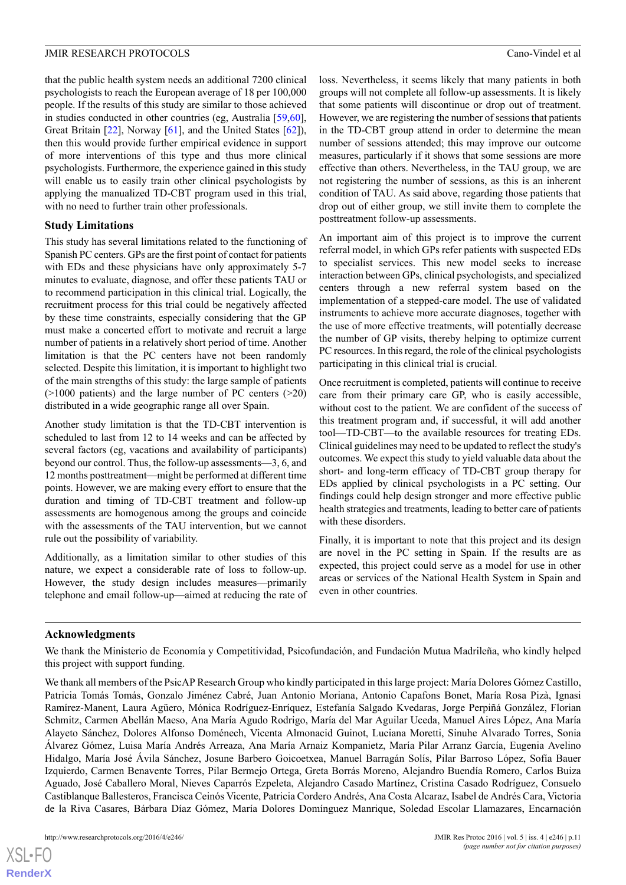that the public health system needs an additional 7200 clinical psychologists to reach the European average of 18 per 100,000 people. If the results of this study are similar to those achieved in studies conducted in other countries (eg, Australia [59,60], Great Britain [22], Norway [61], and the United States [62]), then this would provide further empirical evidence in support of more interventions of this type and thus more clinical psychologists. Furthermore, the experience gained in this study will enable us to easily train other clinical psychologists by applying the manualized TD-CBT program used in this trial, with no need to further train other professionals.

### Study Limitations

This study has several limitations related to the functioning of Spanish PC centers. GPs are the first point of contact for patients with EDs and these physicians have only approximately 5-7 minutes to evaluate, diagnose, and offer these patients TAU or to recommend participation in this clinical trial. Logically, the recruitment process for this trial could be negatively affected by these time constraints, especially considering that the GP must make a concerted effort to motivate and recruit a large number of patients in a relatively short period of time. Another limitation is that the PC centers have not been randomly selected. Despite this limitation, it is important to highlight two of the main strengths of this study: the large sample of patients (>1000 patients) and the large number of PC centers (>20) distributed in a wide geographic range all over Spain.

Another study limitation is that the TD-CBT intervention is scheduled to last from 12 to 14 weeks and can be affected by several factors (eg, vacations and availability of participants) beyond our control. Thus, the follow-up assessments—3, 6, and 12 months posttreatment—might be performed at different time points. However, we are making every effort to ensure that the duration and timing of TD-CBT treatment and follow-up assessments are homogenous among the groups and coincide with the assessments of the TAU intervention, but we cannot rule out the possibility of variability.

Additionally, as a limitation similar to other studies of this nature, we expect a considerable rate of loss to follow-up. However, the study design includes measures—primarily telephone and email follow-up—aimed at reducing the rate of loss. Nevertheless, it seems likely that many patients in both groups will not complete all follow-up assessments. It is likely that some patients will discontinue or drop out of treatment. However, we are registering the number of sessions that patients in the TD-CBT group attend in order to determine the mean number of sessions attended; this may improve our outcome measures, particularly if it shows that some sessions are more effective than others. Nevertheless, in the TAU group, we are not registering the number of sessions, as this is an inherent condition of TAU. As said above, regarding those patients that drop out of either group, we still invite them to complete the posttreatment follow-up assessments.

An important aim of this project is to improve the current referral model, in which GPs refer patients with suspected EDs to specialist services. This new model seeks to increase interaction between GPs, clinical psychologists, and specialized centers through a new referral system based on the implementation of a stepped-care model. The use of validated instruments to achieve more accurate diagnoses, together with the use of more effective treatments, will potentially decrease the number of GP visits, thereby helping to optimize current PC resources. In this regard, the role of the clinical psychologists participating in this clinical trial is crucial.

Once recruitment is completed, patients will continue to receive care from their primary care GP, who is easily accessible, without cost to the patient. We are confident of the success of this treatment program and, if successful, it will add another tool—TD-CBT—to the available resources for treating EDs. Clinical guidelines may need to be updated to reflect the study's outcomes. We expect this study to yield valuable data about the short- and long-term efficacy of TD-CBT group therapy for EDs applied by clinical psychologists in a PC setting. Our findings could help design stronger and more effective public health strategies and treatments, leading to better care of patients with these disorders.

Finally, it is important to note that this project and its design are novel in the PC setting in Spain. If the results are as expected, this project could serve as a model for use in other areas or services of the National Health System in Spain and even in other countries.

## Acknowledgments

We thank the Ministerio de Economía y Competitividad, Psicofundación, and Fundación Mutua Madrileña, who kindly helped this project with support funding.

We thank all members of the PsicAP Research Group who kindly participated in this large project: María Dolores Gómez Castillo, Patricia Tomás Tomás, Gonzalo Jiménez Cabré, Juan Antonio Moriana, Antonio Capafons Bonet, María Rosa Pizà, Ignasi Ramírez-Manent, Laura Agüero, Mónica Rodríguez-Enríquez, Estefanía Salgado Kvedaras, Jorge Perpiñá González, Florian Schmitz, Carmen Abellán Maeso, Ana María Agudo Rodrigo, María del Mar Aguilar Uceda, Manuel Aires López, Ana María Alayeto Sánchez, Dolores Alfonso Doménech, Vicenta Almonacid Guinot, Luciana Moretti, Sinuhe Alvarado Torres, Sonia Álvarez Gómez, Luisa María Andrés Arreaza, Ana María Arnaiz Kompanietz, María Pilar Arranz García, Eugenia Avelino Hidalgo, María José Ávila Sánchez, Josune Barbero Goicoetxea, Manuel Barragán Solís, Pilar Barroso López, Sofía Bauer Izquierdo, Carmen Benavente Torres, Pilar Bermejo Ortega, Greta Borrás Moreno, Alejandro Buendía Romero, Carlos Buiza Aguado, José Caballero Moral, Nieves Caparrós Ezpeleta, Alejandro Casado Martínez, Cristina Casado Rodríguez, Consuelo Castiblanque Ballesteros, Francisca Ceinós Vicente, Patricia Cordero Andrés, Ana Costa Alcaraz, Isabel de Andrés Cara, Victoria de la Riva Casares, Bárbara Díaz Gómez, María Dolores Domínguez Manrique, Soledad Escolar Llamazares, Encarnación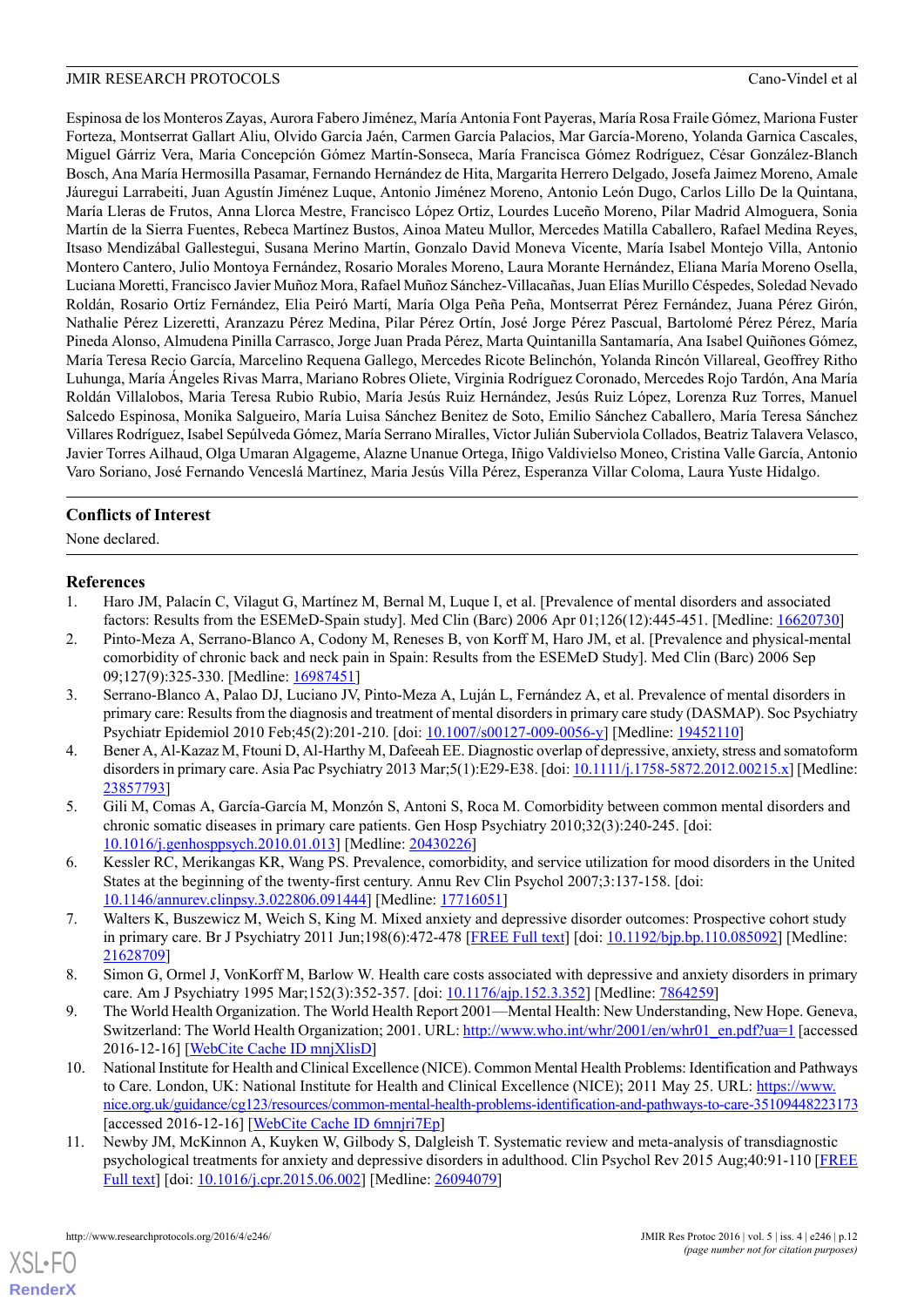Espinosa de los Monteros Zayas, Aurora Fabero Jiménez, María Antonia Font Payeras, María Rosa Fraile Gómez, Mariona Fuster Forteza, Montserrat Gallart Aliu, Olvido García Jaén, Carmen García Palacios, Mar García-Moreno, Yolanda Garnica Cascales, Miguel Gárriz Vera, Maria Concepción Gómez Martín-Sonseca, María Francisca Gómez Rodríguez, César González-Blanch Bosch, Ana María Hermosilla Pasamar, Fernando Hernández de Hita, Margarita Herrero Delgado, Josefa Jaimez Moreno, Amale Jáuregui Larrabeiti, Juan Agustín Jiménez Luque, Antonio Jiménez Moreno, Antonio León Dugo, Carlos Lillo De la Quintana, María Lleras de Frutos, Anna Llorca Mestre, Francisco López Ortiz, Lourdes Luceño Moreno, Pilar Madrid Almoguera, Sonia Martín de la Sierra Fuentes, Rebeca Martínez Bustos, Ainoa Mateu Mullor, Mercedes Matilla Caballero, Rafael Medina Reyes, Itsaso Mendizábal Gallestegui, Susana Merino Martín, Gonzalo David Moneva Vicente, María Isabel Montejo Villa, Antonio Montero Cantero, Julio Montoya Fernández, Rosario Morales Moreno, Laura Morante Hernández, Eliana María Moreno Osella, Luciana Moretti, Francisco Javier Muñoz Mora, Rafael Muñoz Sánchez-Villacañas, Juan Elías Murillo Céspedes, Soledad Nevado Roldán, Rosario Ortíz Fernández, Elia Peiró Martí, María Olga Peña Peña, Montserrat Pérez Fernández, Juana Pérez Girón, Nathalie Pérez Lizeretti, Aranzazu Pérez Medina, Pilar Pérez Ortín, José Jorge Pérez Pascual, Bartolomé Pérez Pérez, María Pineda Alonso, Almudena Pinilla Carrasco, Jorge Juan Prada Pérez, Marta Quintanilla Santamaría, Ana Isabel Quiñones Gómez, María Teresa Recio García, Marcelino Requena Gallego, Mercedes Ricote Belinchón, Yolanda Rincón Villareal, Geoffrey Ritho Luhunga, María Ángeles Rivas Marra, Mariano Robres Oliete, Virginia Rodríguez Coronado, Mercedes Rojo Tardón, Ana María Roldán Villalobos, Maria Teresa Rubio Rubio, María Jesús Ruiz Hernández, Jesús Ruiz López, Lorenza Ruz Torres, Manuel Salcedo Espinosa, Monika Salgueiro, María Luisa Sánchez Benitez de Soto, Emilio Sánchez Caballero, María Teresa Sánchez Villares Rodríguez, Isabel Sepúlveda Gómez, María Serrano Miralles, Victor Julián Suberviola Collados, Beatriz Talavera Velasco, Javier Torres Ailhaud, Olga Umaran Algageme, Alazne Unanue Ortega, Iñigo Valdivielso Moneo, Cristina Valle García, Antonio Varo Soriano, José Fernando Venceslá Martínez, Maria Jesús Villa Pérez, Esperanza Villar Coloma, Laura Yuste Hidalgo.

## Conflicts of Interest

None declared.

## References

1. Haro JM, Palacín C, Vilagut G, Martínez M, Bernal M, Luque I, et al. [Prevalence of mental disorders and associated factors: Results from the ESEMeD-Spain study]. Med Clin (Barc) 2006 Apr 01;126(12):445-451. [Medline: 16620730]
2. Pinto-Meza A, Serrano-Blanco A, Codony M, Reneses B, von Korff M, Haro JM, et al. [Prevalence and physical-mental comorbidity of chronic back and neck pain in Spain: Results from the ESEMeD Study]. Med Clin (Barc) 2006 Sep 09;127(9):325-330. [Medline: 16987451]
3. Serrano-Blanco A, Palao DJ, Luciano JV, Pinto-Meza A, Luján L, Fernández A, et al. Prevalence of mental disorders in primary care: Results from the diagnosis and treatment of mental disorders in primary care study (DASMAP). Soc Psychiatry Psychiatr Epidemiol 2010 Feb;45(2):201-210. [doi: 10.1007/s00127-009-0056-y] [Medline: 19452110]
4. Bener A, Al-Kazaz M, Ftouni D, Al-Harthy M, Dafeeah EE. Diagnostic overlap of depressive, anxiety, stress and somatoform disorders in primary care. Asia Pac Psychiatry 2013 Mar;5(1):E29-E38. [doi: 10.1111/j.1758-5872.2012.00215.x] [Medline: 23857793]
5. Gili M, Comas A, García-García M, Monzón S, Antoni S, Roca M. Comorbidity between common mental disorders and chronic somatic diseases in primary care patients. Gen Hosp Psychiatry 2010;32(3):240-245. [doi: 10.1016/j.genhosppsych.2010.01.013] [Medline: 20430226]
6. Kessler RC, Merikangas KR, Wang PS. Prevalence, comorbidity, and service utilization for mood disorders in the United States at the beginning of the twenty-first century. Annu Rev Clin Psychol 2007;3:137-158. [doi: 10.1146/annurev.clinpsy.3.022806.091444] [Medline: 17716051]
7. Walters K, Buszewicz M, Weich S, King M. Mixed anxiety and depressive disorder outcomes: Prospective cohort study in primary care. Br J Psychiatry 2011 Jun;198(6):472-478 [FREE Full text] [doi: 10.1192/bjp.bp.110.085092] [Medline: 21628709]
8. Simon G, Ormel J, VonKorff M, Barlow W. Health care costs associated with depressive and anxiety disorders in primary care. Am J Psychiatry 1995 Mar;152(3):352-357. [doi: 10.1176/ajp.152.3.352] [Medline: 7864259]
9. The World Health Organization. The World Health Report 2001—Mental Health: New Understanding, New Hope. Geneva, Switzerland: The World Health Organization; 2001. URL: http://www.who.int/whr/2001/en/whr01_en.pdf?ua=1 [accessed 2016-12-16] [WebCite Cache ID mnjXlisD]
10. National Institute for Health and Clinical Excellence (NICE). Common Mental Health Problems: Identification and Pathways to Care. London, UK: National Institute for Health and Clinical Excellence (NICE); 2011 May 25. URL: https://www.nice.org.uk/guidance/cg123/resources/common-mental-health-problems-identification-and-pathways-to-care-35109448223173 [accessed 2016-12-16] [WebCite Cache ID 6mnjri7Ep]
11. Newby JM, McKinnon A, Kuyken W, Gilbody S, Dalgleish T. Systematic review and meta-analysis of transdiagnostic psychological treatments for anxiety and depressive disorders in adulthood. Clin Psychol Rev 2015 Aug;40:91-110 [FREE Full text] [doi: 10.1016/j.cpr.2015.06.002] [Medline: 26094079]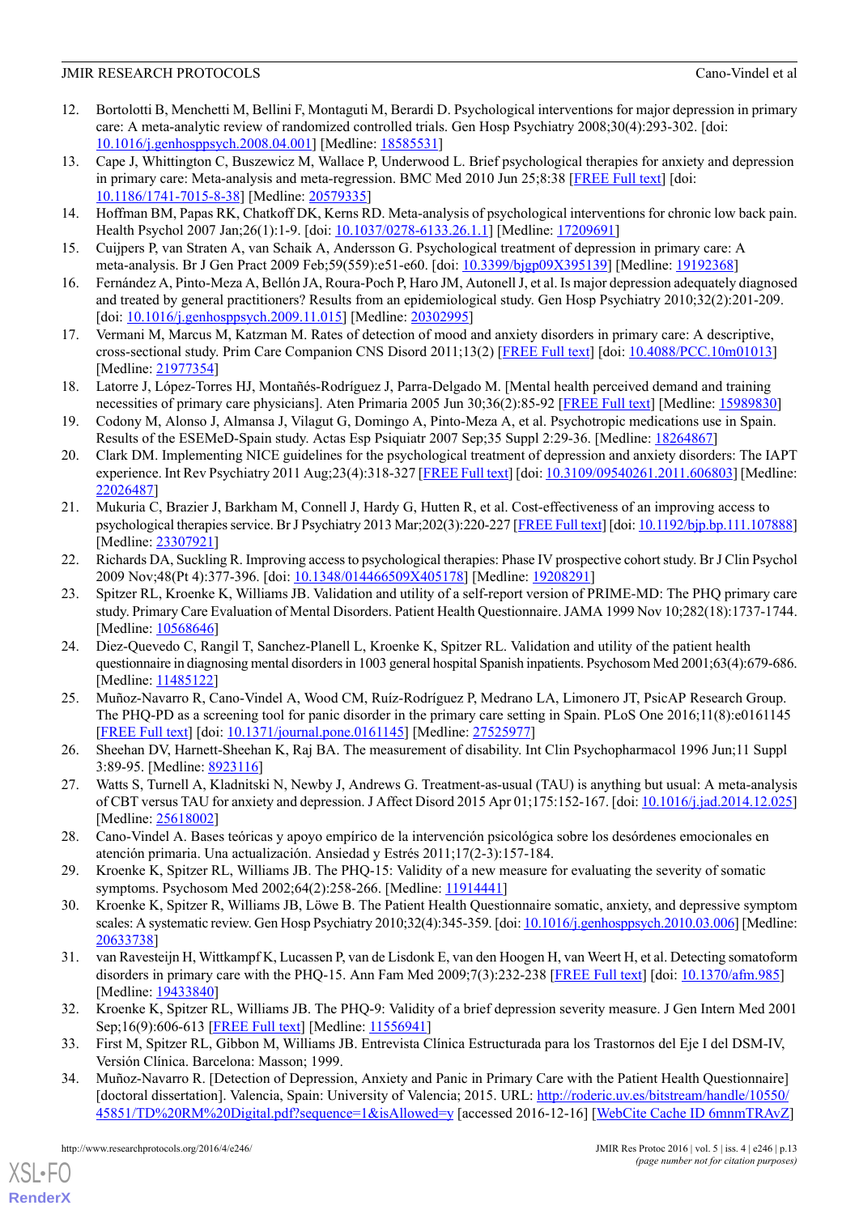12. Bortolotti B, Menchetti M, Bellini F, Montaguti M, Berardi D. Psychological interventions for major depression in primary care: A meta-analytic review of randomized controlled trials. Gen Hosp Psychiatry 2008;30(4):293-302. [doi: 10.1016/j.genhosppsych.2008.04.001] [Medline: 18585531]
13. Cape J, Whittington C, Buszewicz M, Wallace P, Underwood L. Brief psychological therapies for anxiety and depression in primary care: Meta-analysis and meta-regression. BMC Med 2010 Jun 25;8:38 [FREE Full text] [doi: 10.1186/1741-7015-8-38] [Medline: 20579335]
14. Hoffman BM, Papas RK, Chatkoff DK, Kerns RD. Meta-analysis of psychological interventions for chronic low back pain. Health Psychol 2007 Jan;26(1):1-9. [doi: 10.1037/0278-6133.26.1.1] [Medline: 17209691]
15. Cuijpers P, van Straten A, van Schaik A, Andersson G. Psychological treatment of depression in primary care: A meta-analysis. Br J Gen Pract 2009 Feb;59(559):e51-e60. [doi: 10.3399/bjgp09X395139] [Medline: 19192368]
16. Fernández A, Pinto-Meza A, Bellón JA, Roura-Poch P, Haro JM, Autonell J, et al. Is major depression adequately diagnosed and treated by general practitioners? Results from an epidemiological study. Gen Hosp Psychiatry 2010;32(2):201-209. [doi: 10.1016/j.genhosppsych.2009.11.015] [Medline: 20302995]
17. Vermani M, Marcus M, Katzman M. Rates of detection of mood and anxiety disorders in primary care: A descriptive, cross-sectional study. Prim Care Companion CNS Disord 2011;13(2) [FREE Full text] [doi: 10.4088/PCC.10m01013] [Medline: 21977354]
18. Latorre J, López-Torres HJ, Montañés-Rodríguez J, Parra-Delgado M. [Mental health perceived demand and training necessities of primary care physicians]. Aten Primaria 2005 Jun 30;36(2):85-92 [FREE Full text] [Medline: 15989830]
19. Codony M, Alonso J, Almansa J, Vilagut G, Domingo A, Pinto-Meza A, et al. Psychotropic medications use in Spain. Results of the ESEMeD-Spain study. Actas Esp Psiquiatr 2007 Sep;35 Suppl 2:29-36. [Medline: 18264867]
20. Clark DM. Implementing NICE guidelines for the psychological treatment of depression and anxiety disorders: The IAPT experience. Int Rev Psychiatry 2011 Aug;23(4):318-327 [FREE Full text] [doi: 10.3109/09540261.2011.606803] [Medline: 22026487]
21. Mukuria C, Brazier J, Barkham M, Connell J, Hardy G, Hutten R, et al. Cost-effectiveness of an improving access to psychological therapies service. Br J Psychiatry 2013 Mar;202(3):220-227 [FREE Full text] [doi: 10.1192/bjp.bp.111.107888] [Medline: 23307921]
22. Richards DA, Suckling R. Improving access to psychological therapies: Phase IV prospective cohort study. Br J Clin Psychol 2009 Nov;48(Pt 4):377-396. [doi: 10.1348/014466509X405178] [Medline: 19208291]
23. Spitzer RL, Kroenke K, Williams JB. Validation and utility of a self-report version of PRIME-MD: The PHQ primary care study. Primary Care Evaluation of Mental Disorders. Patient Health Questionnaire. JAMA 1999 Nov 10;282(18):1737-1744. [Medline: 10568646]
24. Diez-Quevedo C, Rangil T, Sanchez-Planell L, Kroenke K, Spitzer RL. Validation and utility of the patient health questionnaire in diagnosing mental disorders in 1003 general hospital Spanish inpatients. Psychosom Med 2001;63(4):679-686. [Medline: 11485122]
25. Muñoz-Navarro R, Cano-Vindel A, Wood CM, Ruíz-Rodríguez P, Medrano LA, Limonero JT, PsicAP Research Group. The PHQ-PD as a screening tool for panic disorder in the primary care setting in Spain. PLoS One 2016;11(8):e0161145 [FREE Full text] [doi: 10.1371/journal.pone.0161145] [Medline: 27525977]
26. Sheehan DV, Harnett-Sheehan K, Raj BA. The measurement of disability. Int Clin Psychopharmacol 1996 Jun;11 Suppl 3:89-95. [Medline: 8923116]
27. Watts S, Turnell A, Kladnitski N, Newby J, Andrews G. Treatment-as-usual (TAU) is anything but usual: A meta-analysis of CBT versus TAU for anxiety and depression. J Affect Disord 2015 Apr 01;175:152-167. [doi: 10.1016/j.jad.2014.12.025] [Medline: 25618002]
28. Cano-Vindel A. Bases teóricas y apoyo empírico de la intervención psicológica sobre los desórdenes emocionales en atención primaria. Una actualización. Ansiedad y Estrés 2011;17(2-3):157-184.
29. Kroenke K, Spitzer RL, Williams JB. The PHQ-15: Validity of a new measure for evaluating the severity of somatic symptoms. Psychosom Med 2002;64(2):258-266. [Medline: 11914441]
30. Kroenke K, Spitzer R, Williams JB, Löwe B. The Patient Health Questionnaire somatic, anxiety, and depressive symptom scales: A systematic review. Gen Hosp Psychiatry 2010;32(4):345-359. [doi: 10.1016/j.genhosppsych.2010.03.006] [Medline: 20633738]
31. van Ravesteijn H, Wittkampf K, Lucassen P, van de Lisdonk E, van den Hoogen H, van Weert H, et al. Detecting somatoform disorders in primary care with the PHQ-15. Ann Fam Med 2009;7(3):232-238 [FREE Full text] [doi: 10.1370/afm.985] [Medline: 19433840]
32. Kroenke K, Spitzer RL, Williams JB. The PHQ-9: Validity of a brief depression severity measure. J Gen Intern Med 2001 Sep;16(9):606-613 [FREE Full text] [Medline: 11556941]
33. First M, Spitzer RL, Gibbon M, Williams JB. Entrevista Clínica Estructurada para los Trastornos del Eje I del DSM-IV, Versión Clínica. Barcelona: Masson; 1999.
34. Muñoz-Navarro R. [Detection of Depression, Anxiety and Panic in Primary Care with the Patient Health Questionnaire] [doctoral dissertation]. Valencia, Spain: University of Valencia; 2015. URL: http://roderic.uv.es/bitstream/handle/10550/45851/TD%20RM%20Digital.pdf?sequence=1&isAllowed=y [accessed 2016-12-16] [WebCite Cache ID 6mnmTRAvZ]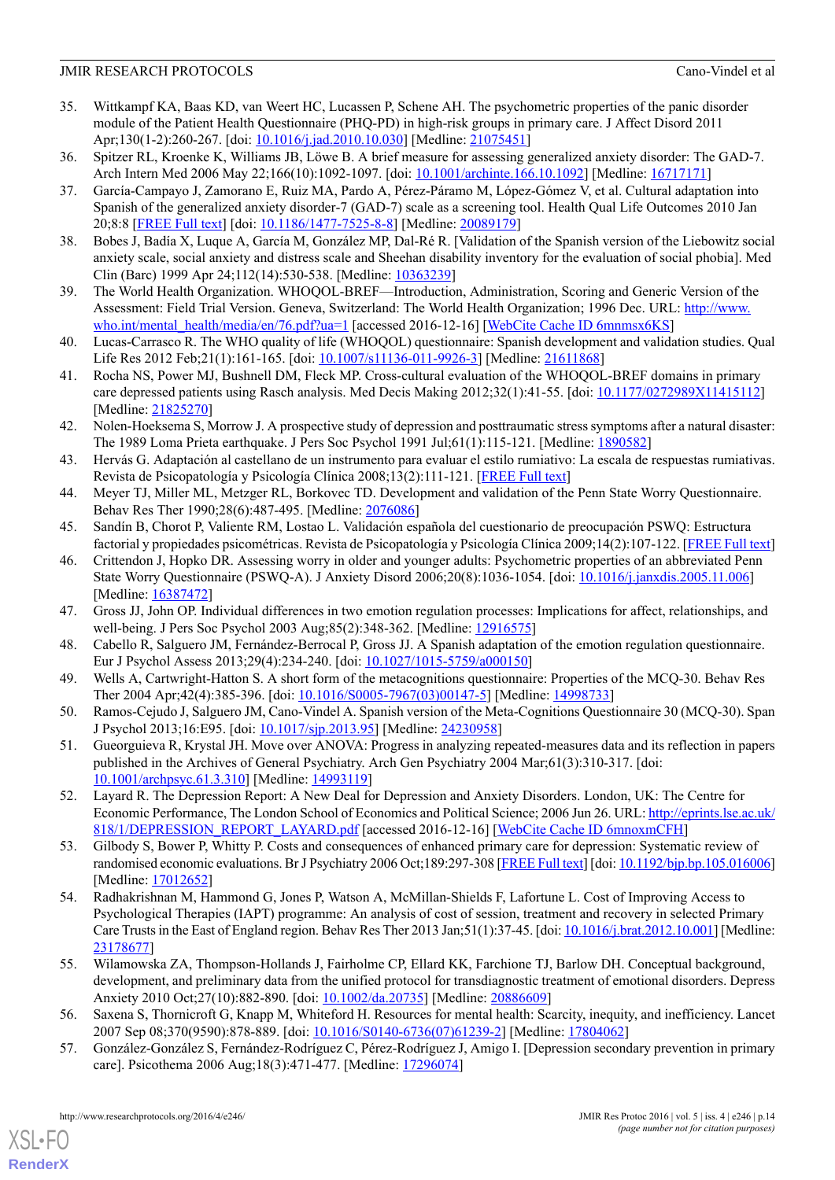35. Wittkampf KA, Baas KD, van Weert HC, Lucassen P, Schene AH. The psychometric properties of the panic disorder module of the Patient Health Questionnaire (PHQ-PD) in high-risk groups in primary care. J Affect Disord 2011 Apr;130(1-2):260-267. [doi: 10.1016/j.jad.2010.10.030] [Medline: 21075451]
36. Spitzer RL, Kroenke K, Williams JB, Löwe B. A brief measure for assessing generalized anxiety disorder: The GAD-7. Arch Intern Med 2006 May 22;166(10):1092-1097. [doi: 10.1001/archinte.166.10.1092] [Medline: 16717171]
37. García-Campayo J, Zamorano E, Ruiz MA, Pardo A, Pérez-Páramo M, López-Gómez V, et al. Cultural adaptation into Spanish of the generalized anxiety disorder-7 (GAD-7) scale as a screening tool. Health Qual Life Outcomes 2010 Jan 20;8:8 [FREE Full text] [doi: 10.1186/1477-7525-8-8] [Medline: 20089179]
38. Bobes J, Badía X, Luque A, García M, González MP, Dal-Ré R. [Validation of the Spanish version of the Liebowitz social anxiety scale, social anxiety and distress scale and Sheehan disability inventory for the evaluation of social phobia]. Med Clin (Barc) 1999 Apr 24;112(14):530-538. [Medline: 10363239]
39. The World Health Organization. WHOQOL-BREF—Introduction, Administration, Scoring and Generic Version of the Assessment: Field Trial Version. Geneva, Switzerland: The World Health Organization; 1996 Dec. URL: http://www.who.int/mental_health/media/en/76.pdf?ua=1 [accessed 2016-12-16] [WebCite Cache ID 6mnmsx6KS]
40. Lucas-Carrasco R. The WHO quality of life (WHOQOL) questionnaire: Spanish development and validation studies. Qual Life Res 2012 Feb;21(1):161-165. [doi: 10.1007/s11136-011-9926-3] [Medline: 21611868]
41. Rocha NS, Power MJ, Bushnell DM, Fleck MP. Cross-cultural evaluation of the WHOQOL-BREF domains in primary care depressed patients using Rasch analysis. Med Decis Making 2012;32(1):41-55. [doi: 10.1177/0272989X11415112] [Medline: 21825270]
42. Nolen-Hoeksema S, Morrow J. A prospective study of depression and posttraumatic stress symptoms after a natural disaster: The 1989 Loma Prieta earthquake. J Pers Soc Psychol 1991 Jul;61(1):115-121. [Medline: 1890582]
43. Hervás G. Adaptación al castellano de un instrumento para evaluar el estilo rumiativo: La escala de respuestas rumiativas. Revista de Psicopatología y Psicología Clínica 2008;13(2):111-121. [FREE Full text]
44. Meyer TJ, Miller ML, Metzger RL, Borkovec TD. Development and validation of the Penn State Worry Questionnaire. Behav Res Ther 1990;28(6):487-495. [Medline: 2076086]
45. Sandín B, Chorot P, Valiente RM, Lostao L. Validación española del cuestionario de preocupación PSWQ: Estructura factorial y propiedades psicométricas. Revista de Psicopatología y Psicología Clínica 2009;14(2):107-122. [FREE Full text]
46. Crittendon J, Hopko DR. Assessing worry in older and younger adults: Psychometric properties of an abbreviated Penn State Worry Questionnaire (PSWQ-A). J Anxiety Disord 2006;20(8):1036-1054. [doi: 10.1016/j.janxdis.2005.11.006] [Medline: 16387472]
47. Gross JJ, John OP. Individual differences in two emotion regulation processes: Implications for affect, relationships, and well-being. J Pers Soc Psychol 2003 Aug;85(2):348-362. [Medline: 12916575]
48. Cabello R, Salguero JM, Fernández-Berrocal P, Gross JJ. A Spanish adaptation of the emotion regulation questionnaire. Eur J Psychol Assess 2013;29(4):234-240. [doi: 10.1027/1015-5759/a000150]
49. Wells A, Cartwright-Hatton S. A short form of the metacognitions questionnaire: Properties of the MCQ-30. Behav Res Ther 2004 Apr;42(4):385-396. [doi: 10.1016/S0005-7967(03)00147-5] [Medline: 14998733]
50. Ramos-Cejudo J, Salguero JM, Cano-Vindel A. Spanish version of the Meta-Cognitions Questionnaire 30 (MCQ-30). Span J Psychol 2013;16:E95. [doi: 10.1017/sjp.2013.95] [Medline: 24230958]
51. Gueorguieva R, Krystal JH. Move over ANOVA: Progress in analyzing repeated-measures data and its reflection in papers published in the Archives of General Psychiatry. Arch Gen Psychiatry 2004 Mar;61(3):310-317. [doi: 10.1001/archpsyc.61.3.310] [Medline: 14993119]
52. Layard R. The Depression Report: A New Deal for Depression and Anxiety Disorders. London, UK: The Centre for Economic Performance, The London School of Economics and Political Science; 2006 Jun 26. URL: http://eprints.lse.ac.uk/818/1/DEPRESSION_REPORT_LAYARD.pdf [accessed 2016-12-16] [WebCite Cache ID 6mnoxmCFH]
53. Gilbody S, Bower P, Whitty P. Costs and consequences of enhanced primary care for depression: Systematic review of randomised economic evaluations. Br J Psychiatry 2006 Oct;189:297-308 [FREE Full text] [doi: 10.1192/bjp.bp.105.016006] [Medline: 17012652]
54. Radhakrishnan M, Hammond G, Jones P, Watson A, McMillan-Shields F, Lafortune L. Cost of Improving Access to Psychological Therapies (IAPT) programme: An analysis of cost of session, treatment and recovery in selected Primary Care Trusts in the East of England region. Behav Res Ther 2013 Jan;51(1):37-45. [doi: 10.1016/j.brat.2012.10.001] [Medline: 23178677]
55. Wilamowska ZA, Thompson-Hollands J, Fairholme CP, Ellard KK, Farchione TJ, Barlow DH. Conceptual background, development, and preliminary data from the unified protocol for transdiagnostic treatment of emotional disorders. Depress Anxiety 2010 Oct;27(10):882-890. [doi: 10.1002/da.20735] [Medline: 20886609]
56. Saxena S, Thornicroft G, Knapp M, Whiteford H. Resources for mental health: Scarcity, inequity, and inefficiency. Lancet 2007 Sep 08;370(9590):878-889. [doi: 10.1016/S0140-6736(07)61239-2] [Medline: 17804062]
57. González-González S, Fernández-Rodríguez C, Pérez-Rodríguez J, Amigo I. [Depression secondary prevention in primary care]. Psicothema 2006 Aug;18(3):471-477. [Medline: 17296074]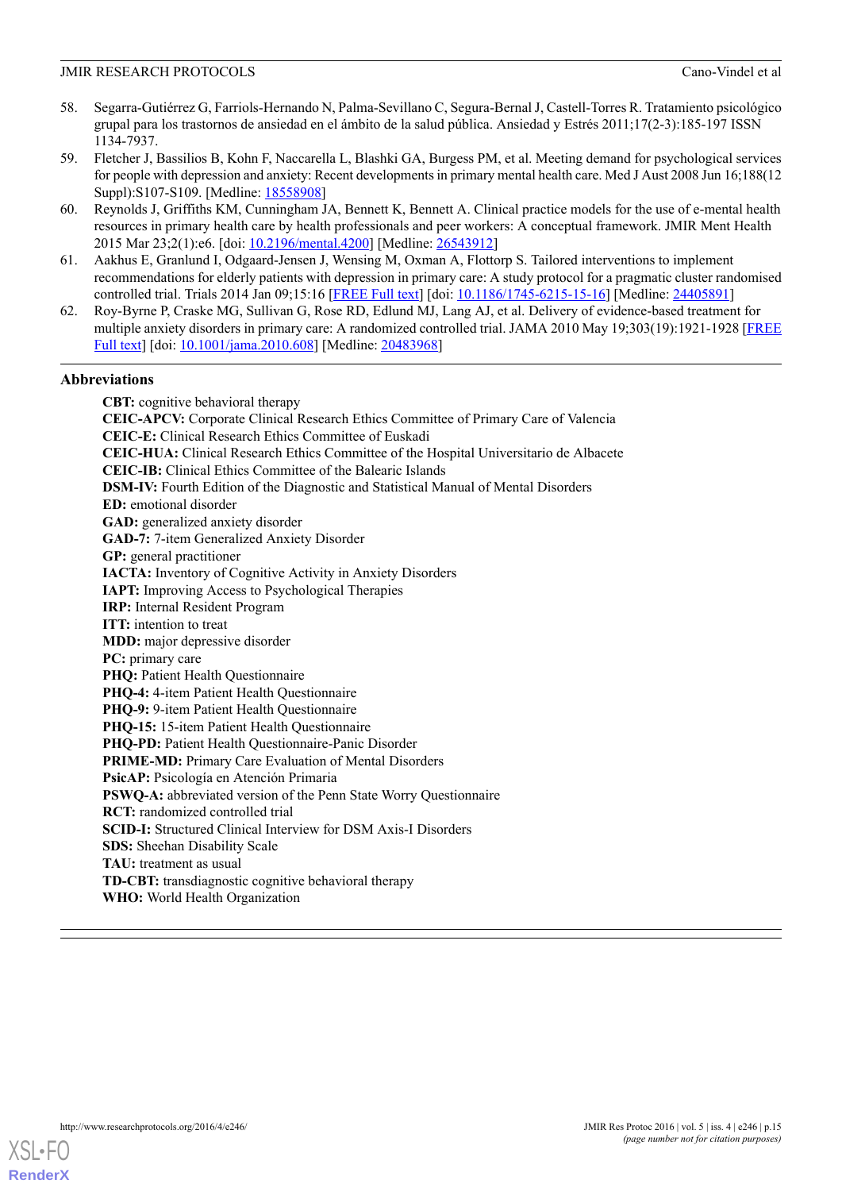58. Segarra-Gutiérrez G, Farriols-Hernando N, Palma-Sevillano C, Segura-Bernal J, Castell-Torres R. Tratamiento psicológico grupal para los trastornos de ansiedad en el ámbito de la salud pública. Ansiedad y Estrés 2011;17(2-3):185-197 ISSN 1134-7937.
59. Fletcher J, Bassilios B, Kohn F, Naccarella L, Blashki GA, Burgess PM, et al. Meeting demand for psychological services for people with depression and anxiety: Recent developments in primary mental health care. Med J Aust 2008 Jun 16;188(12 Suppl):S107-S109. [Medline: 18558908]
60. Reynolds J, Griffiths KM, Cunningham JA, Bennett K, Bennett A. Clinical practice models for the use of e-mental health resources in primary health care by health professionals and peer workers: A conceptual framework. JMIR Ment Health 2015 Mar 23;2(1):e6. [doi: 10.2196/mental.4200] [Medline: 26543912]
61. Aakhus E, Granlund I, Odgaard-Jensen J, Wensing M, Oxman A, Flottorp S. Tailored interventions to implement recommendations for elderly patients with depression in primary care: A study protocol for a pragmatic cluster randomised controlled trial. Trials 2014 Jan 09;15:16 [FREE Full text] [doi: 10.1186/1745-6215-15-16] [Medline: 24405891]
62. Roy-Byrne P, Craske MG, Sullivan G, Rose RD, Edlund MJ, Lang AJ, et al. Delivery of evidence-based treatment for multiple anxiety disorders in primary care: A randomized controlled trial. JAMA 2010 May 19;303(19):1921-1928 [FREE Full text] [doi: 10.1001/jama.2010.608] [Medline: 20483968]

## Abbreviations

**CBT:** cognitive behavioral therapy
**CEIC-APCV:** Corporate Clinical Research Ethics Committee of Primary Care of Valencia
**CEIC-E:** Clinical Research Ethics Committee of Euskadi
**CEIC-HUA:** Clinical Research Ethics Committee of the Hospital Universitario de Albacete
**CEIC-IB:** Clinical Ethics Committee of the Balearic Islands
**DSM-IV:** Fourth Edition of the Diagnostic and Statistical Manual of Mental Disorders
**ED:** emotional disorder
**GAD:** generalized anxiety disorder
**GAD-7:** 7-item Generalized Anxiety Disorder
**GP:** general practitioner
**IACTA:** Inventory of Cognitive Activity in Anxiety Disorders
**IAPT:** Improving Access to Psychological Therapies
**IRP:** Internal Resident Program
**ITT:** intention to treat
**MDD:** major depressive disorder
**PC:** primary care
**PHQ:** Patient Health Questionnaire
**PHQ-4:** 4-item Patient Health Questionnaire
**PHQ-9:** 9-item Patient Health Questionnaire
**PHQ-15:** 15-item Patient Health Questionnaire
**PHQ-PD:** Patient Health Questionnaire-Panic Disorder
**PRIME-MD:** Primary Care Evaluation of Mental Disorders
**PsicAP:** Psicología en Atención Primaria
**PSWQ-A:** abbreviated version of the Penn State Worry Questionnaire
**RCT:** randomized controlled trial
**SCID-I:** Structured Clinical Interview for DSM Axis-I Disorders
**SDS:** Sheehan Disability Scale
**TAU:** treatment as usual
**TD-CBT:** transdiagnostic cognitive behavioral therapy
**WHO:** World Health Organization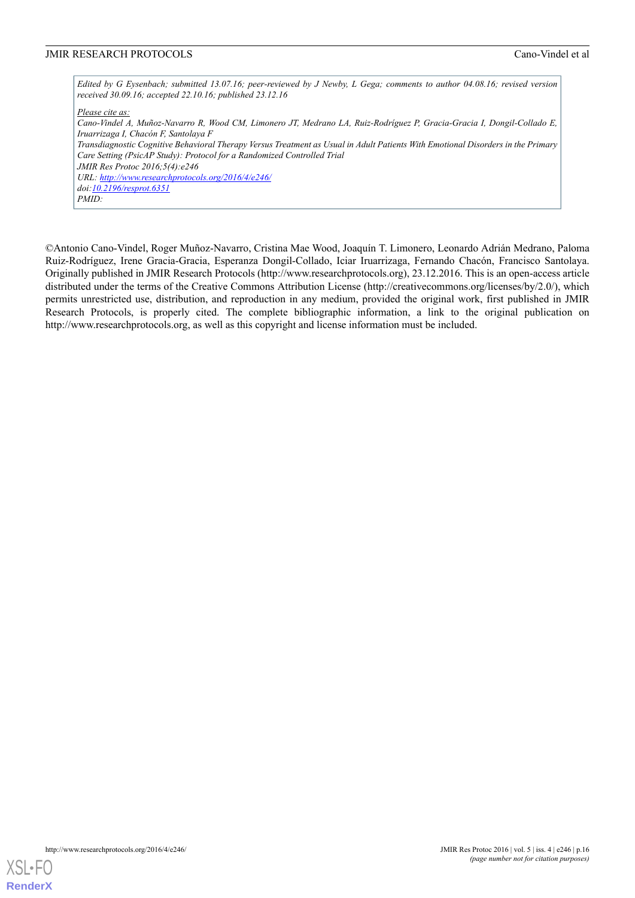*Edited by G Eysenbach; submitted 13.07.16; peer-reviewed by J Newby, L Gega; comments to author 04.08.16; revised version received 30.09.16; accepted 22.10.16; published 23.12.16*

*Please cite as:*
*Cano-Vindel A, Muñoz-Navarro R, Wood CM, Limonero JT, Medrano LA, Ruiz-Rodríguez P, Gracia-Gracia I, Dongil-Collado E, Iruarrizaga I, Chacón F, Santolaya F*
*Transdiagnostic Cognitive Behavioral Therapy Versus Treatment as Usual in Adult Patients With Emotional Disorders in the Primary Care Setting (PsicAP Study): Protocol for a Randomized Controlled Trial*
*JMIR Res Protoc 2016;5(4):e246*
*URL: http://www.researchprotocols.org/2016/4/e246/*
*doi:10.2196/resprot.6351*
*PMID:*

©Antonio Cano-Vindel, Roger Muñoz-Navarro, Cristina Mae Wood, Joaquín T. Limonero, Leonardo Adrián Medrano, Paloma Ruiz-Rodríguez, Irene Gracia-Gracia, Esperanza Dongil-Collado, Iciar Iruarrizaga, Fernando Chacón, Francisco Santolaya. Originally published in JMIR Research Protocols (http://www.researchprotocols.org), 23.12.2016. This is an open-access article distributed under the terms of the Creative Commons Attribution License (http://creativecommons.org/licenses/by/2.0/), which permits unrestricted use, distribution, and reproduction in any medium, provided the original work, first published in JMIR Research Protocols, is properly cited. The complete bibliographic information, a link to the original publication on http://www.researchprotocols.org, as well as this copyright and license information must be included.